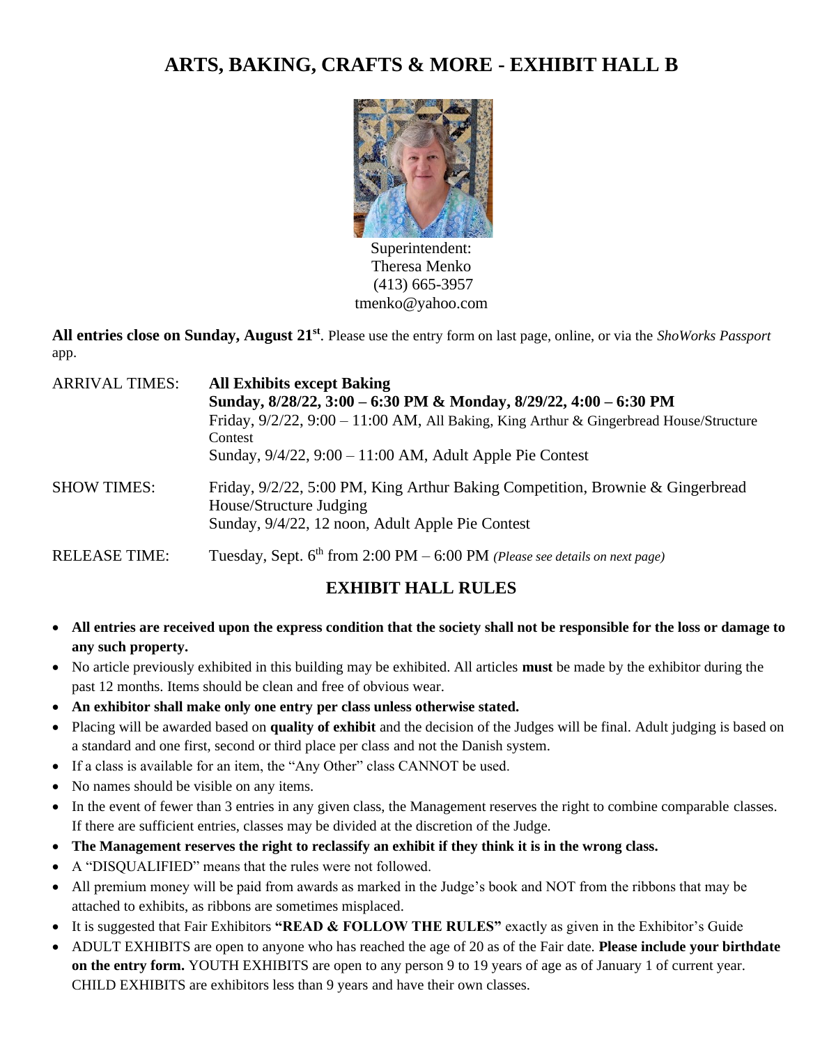# ARTS, BAKING, CRAFTS & MORE - EXHIBIT HALL B

Superintendent:
Theresa Menko
(413) 665-3957
tmenko@yahoo.com

**All entries close on Sunday, August 21st**. Please use the entry form on last page, online, or via the *ShoWorks Passport* app.

| | |
|---|---|
| ARRIVAL TIMES: | **All Exhibits except Baking**<br>**Sunday, 8/28/22, 3:00 – 6:30 PM & Monday, 8/29/22, 4:00 – 6:30 PM**<br>Friday, 9/2/22, 9:00 – 11:00 AM, All Baking, King Arthur & Gingerbread House/Structure Contest<br>Sunday, 9/4/22, 9:00 – 11:00 AM, Adult Apple Pie Contest |
| SHOW TIMES: | Friday, 9/2/22, 5:00 PM, King Arthur Baking Competition, Brownie & Gingerbread House/Structure Judging<br>Sunday, 9/4/22, 12 noon, Adult Apple Pie Contest |
| RELEASE TIME: | Tuesday, Sept. 6th from 2:00 PM – 6:00 PM *(Please see details on next page)* |

## EXHIBIT HALL RULES

- **All entries are received upon the express condition that the society shall not be responsible for the loss or damage to any such property.**
- No article previously exhibited in this building may be exhibited. All articles **must** be made by the exhibitor during the past 12 months. Items should be clean and free of obvious wear.
- **An exhibitor shall make only one entry per class unless otherwise stated.**
- Placing will be awarded based on **quality of exhibit** and the decision of the Judges will be final. Adult judging is based on a standard and one first, second or third place per class and not the Danish system.
- If a class is available for an item, the "Any Other" class CANNOT be used.
- No names should be visible on any items.
- In the event of fewer than 3 entries in any given class, the Management reserves the right to combine comparable classes. If there are sufficient entries, classes may be divided at the discretion of the Judge.
- **The Management reserves the right to reclassify an exhibit if they think it is in the wrong class.**
- A "DISQUALIFIED" means that the rules were not followed.
- All premium money will be paid from awards as marked in the Judge's book and NOT from the ribbons that may be attached to exhibits, as ribbons are sometimes misplaced.
- It is suggested that Fair Exhibitors **"READ & FOLLOW THE RULES"** exactly as given in the Exhibitor's Guide
- ADULT EXHIBITS are open to anyone who has reached the age of 20 as of the Fair date. **Please include your birthdate on the entry form.** YOUTH EXHIBITS are open to any person 9 to 19 years of age as of January 1 of current year. CHILD EXHIBITS are exhibitors less than 9 years and have their own classes.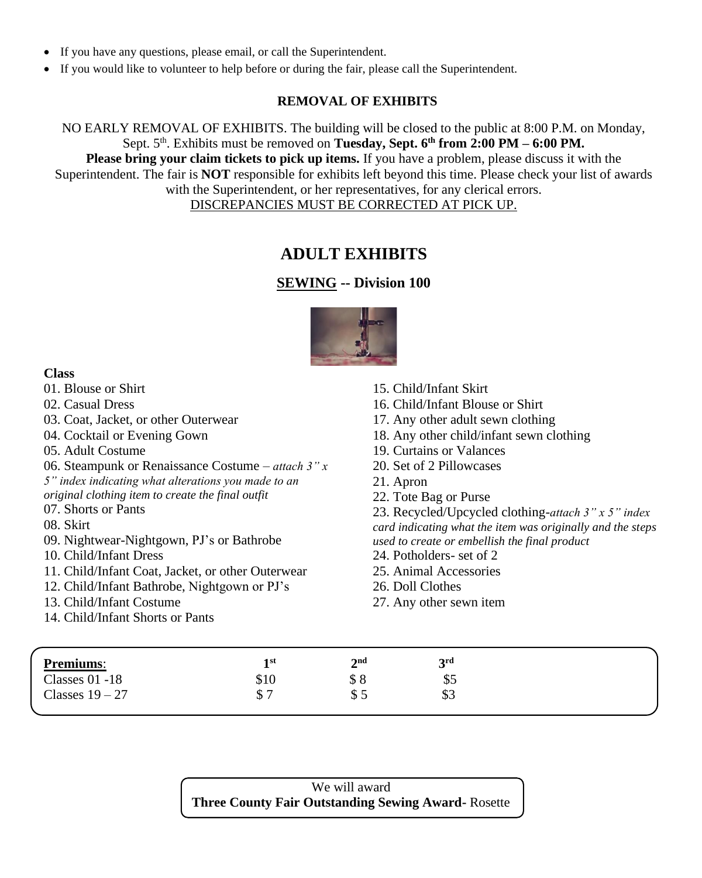- If you have any questions, please email, or call the Superintendent.
- If you would like to volunteer to help before or during the fair, please call the Superintendent.

## REMOVAL OF EXHIBITS

NO EARLY REMOVAL OF EXHIBITS. The building will be closed to the public at 8:00 P.M. on Monday, Sept. 5th. Exhibits must be removed on **Tuesday, Sept. 6th from 2:00 PM – 6:00 PM.**
**Please bring your claim tickets to pick up items.** If you have a problem, please discuss it with the Superintendent. The fair is **NOT** responsible for exhibits left beyond this time. Please check your list of awards with the Superintendent, or her representatives, for any clerical errors.
DISCREPANCIES MUST BE CORRECTED AT PICK UP.

# ADULT EXHIBITS

## SEWING -- Division 100

**Class**

01. Blouse or Shirt
02. Casual Dress
03. Coat, Jacket, or other Outerwear
04. Cocktail or Evening Gown
05. Adult Costume
06. Steampunk or Renaissance Costume – *attach 3" x 5" index indicating what alterations you made to an original clothing item to create the final outfit*
07. Shorts or Pants
08. Skirt
09. Nightwear-Nightgown, PJ's or Bathrobe
10. Child/Infant Dress
11. Child/Infant Coat, Jacket, or other Outerwear
12. Child/Infant Bathrobe, Nightgown or PJ's
13. Child/Infant Costume
14. Child/Infant Shorts or Pants
15. Child/Infant Skirt
16. Child/Infant Blouse or Shirt
17. Any other adult sewn clothing
18. Any other child/infant sewn clothing
19. Curtains or Valances
20. Set of 2 Pillowcases
21. Apron
22. Tote Bag or Purse
23. Recycled/Upcycled clothing-*attach 3" x 5" index card indicating what the item was originally and the steps used to create or embellish the final product*
24. Potholders- set of 2
25. Animal Accessories
26. Doll Clothes
27. Any other sewn item

| **Premiums**: | 1st | 2nd | 3rd |
|---|---|---|---|
| Classes 01 -18 | $10 | $ 8 | $5 |
| Classes 19 – 27 | $ 7 | $ 5 | $3 |

We will award
**Three County Fair Outstanding Sewing Award**- Rosette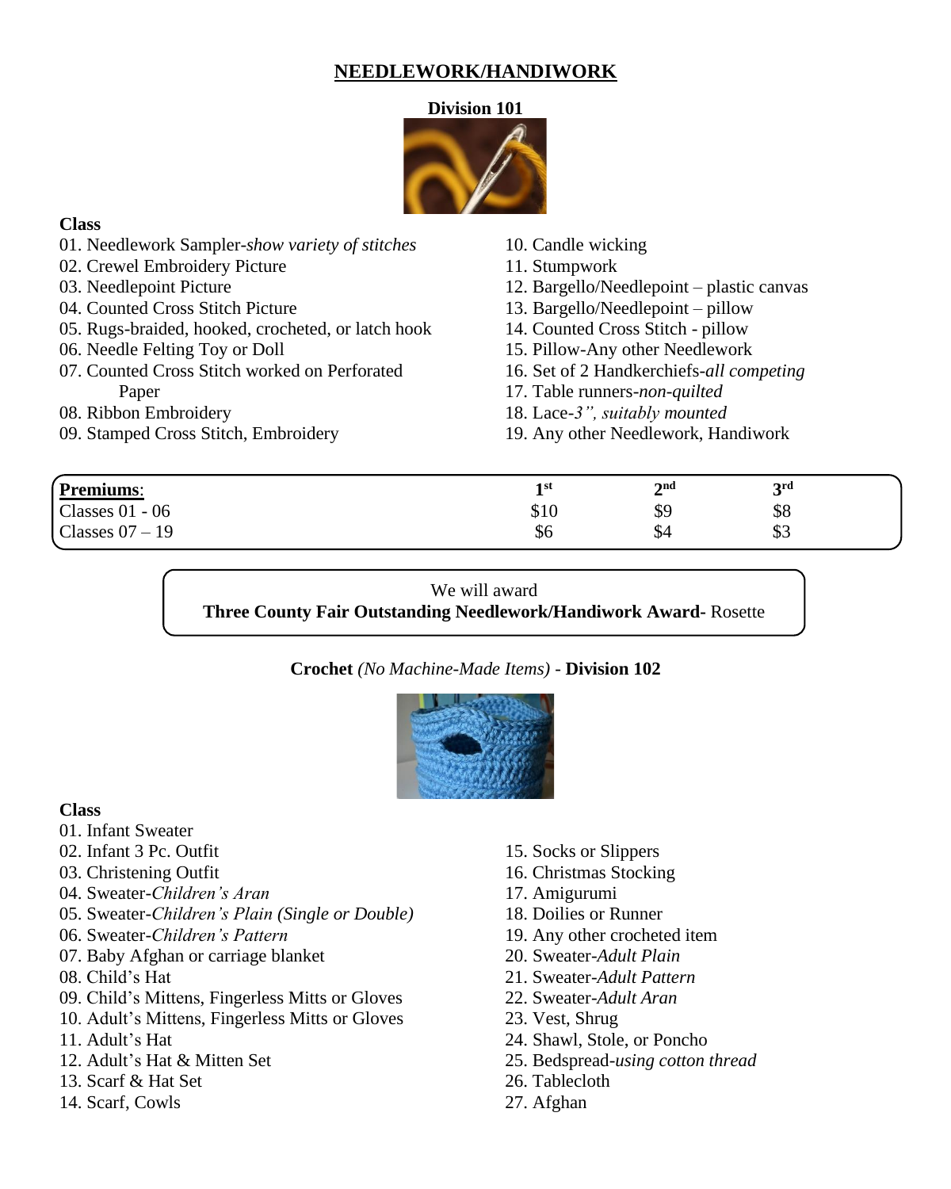# NEEDLEWORK/HANDIWORK

**Division 101**

**Class**

01. Needlework Sampler-*show variety of stitches*
02. Crewel Embroidery Picture
03. Needlepoint Picture
04. Counted Cross Stitch Picture
05. Rugs-braided, hooked, crocheted, or latch hook
06. Needle Felting Toy or Doll
07. Counted Cross Stitch worked on Perforated Paper
08. Ribbon Embroidery
09. Stamped Cross Stitch, Embroidery
10. Candle wicking
11. Stumpwork
12. Bargello/Needlepoint – plastic canvas
13. Bargello/Needlepoint – pillow
14. Counted Cross Stitch - pillow
15. Pillow-Any other Needlework
16. Set of 2 Handkerchiefs-*all competing*
17. Table runners-*non-quilted*
18. Lace-*3", suitably mounted*
19. Any other Needlework, Handiwork

| **Premiums**: | 1st | 2nd | 3rd |
|---|---|---|---|
| Classes 01 - 06 | $10 | $9 | $8 |
| Classes 07 – 19 | $6 | $4 | $3 |

We will award
**Three County Fair Outstanding Needlework/Handiwork Award-** Rosette

**Crochet** *(No Machine-Made Items)* - **Division 102**

**Class**

01. Infant Sweater
02. Infant 3 Pc. Outfit
03. Christening Outfit
04. Sweater-*Children's Aran*
05. Sweater-*Children's Plain (Single or Double)*
06. Sweater-*Children's Pattern*
07. Baby Afghan or carriage blanket
08. Child's Hat
09. Child's Mittens, Fingerless Mitts or Gloves
10. Adult's Mittens, Fingerless Mitts or Gloves
11. Adult's Hat
12. Adult's Hat & Mitten Set
13. Scarf & Hat Set
14. Scarf, Cowls
15. Socks or Slippers
16. Christmas Stocking
17. Amigurumi
18. Doilies or Runner
19. Any other crocheted item
20. Sweater-*Adult Plain*
21. Sweater-*Adult Pattern*
22. Sweater-*Adult Aran*
23. Vest, Shrug
24. Shawl, Stole, or Poncho
25. Bedspread-*using cotton thread*
26. Tablecloth
27. Afghan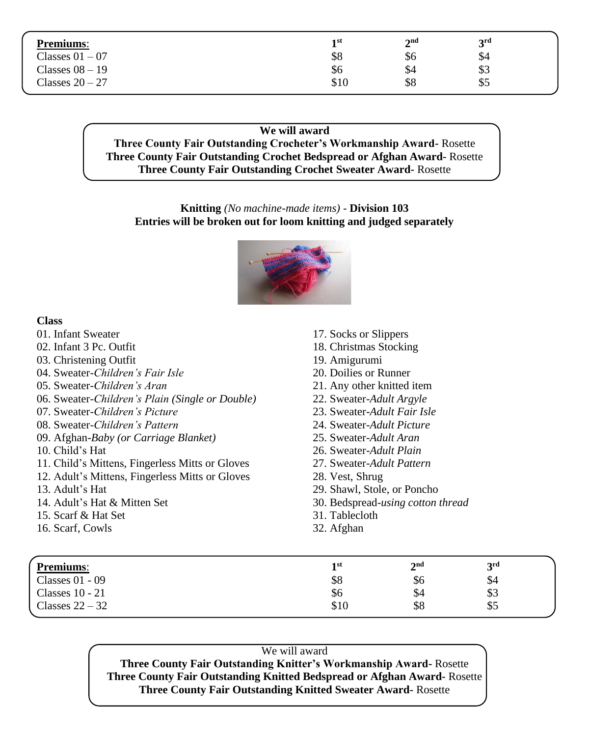| **Premiums**: | 1st | 2nd | 3rd |
|---|---|---|---|
| Classes 01 – 07 | $8 | $6 | $4 |
| Classes 08 – 19 | $6 | $4 | $3 |
| Classes 20 – 27 | $10 | $8 | $5 |

**We will award**
**Three County Fair Outstanding Crocheter's Workmanship Award-** Rosette
**Three County Fair Outstanding Crochet Bedspread or Afghan Award-** Rosette
**Three County Fair Outstanding Crochet Sweater Award-** Rosette

## Knitting *(No machine-made items)* - Division 103

**Entries will be broken out for loom knitting and judged separately**

**Class**

01. Infant Sweater
02. Infant 3 Pc. Outfit
03. Christening Outfit
04. Sweater-*Children's Fair Isle*
05. Sweater-*Children's Aran*
06. Sweater-*Children's Plain (Single or Double)*
07. Sweater-*Children's Picture*
08. Sweater-*Children's Pattern*
09. Afghan-*Baby (or Carriage Blanket)*
10. Child's Hat
11. Child's Mittens, Fingerless Mitts or Gloves
12. Adult's Mittens, Fingerless Mitts or Gloves
13. Adult's Hat
14. Adult's Hat & Mitten Set
15. Scarf & Hat Set
16. Scarf, Cowls
17. Socks or Slippers
18. Christmas Stocking
19. Amigurumi
20. Doilies or Runner
21. Any other knitted item
22. Sweater-*Adult Argyle*
23. Sweater-*Adult Fair Isle*
24. Sweater-*Adult Picture*
25. Sweater-*Adult Aran*
26. Sweater-*Adult Plain*
27. Sweater-*Adult Pattern*
28. Vest, Shrug
29. Shawl, Stole, or Poncho
30. Bedspread-*using cotton thread*
31. Tablecloth
32. Afghan

| **Premiums**: | 1st | 2nd | 3rd |
|---|---|---|---|
| Classes 01 - 09 | $8 | $6 | $4 |
| Classes 10 - 21 | $6 | $4 | $3 |
| Classes 22 – 32 | $10 | $8 | $5 |

We will award
**Three County Fair Outstanding Knitter's Workmanship Award-** Rosette
**Three County Fair Outstanding Knitted Bedspread or Afghan Award-** Rosette
**Three County Fair Outstanding Knitted Sweater Award-** Rosette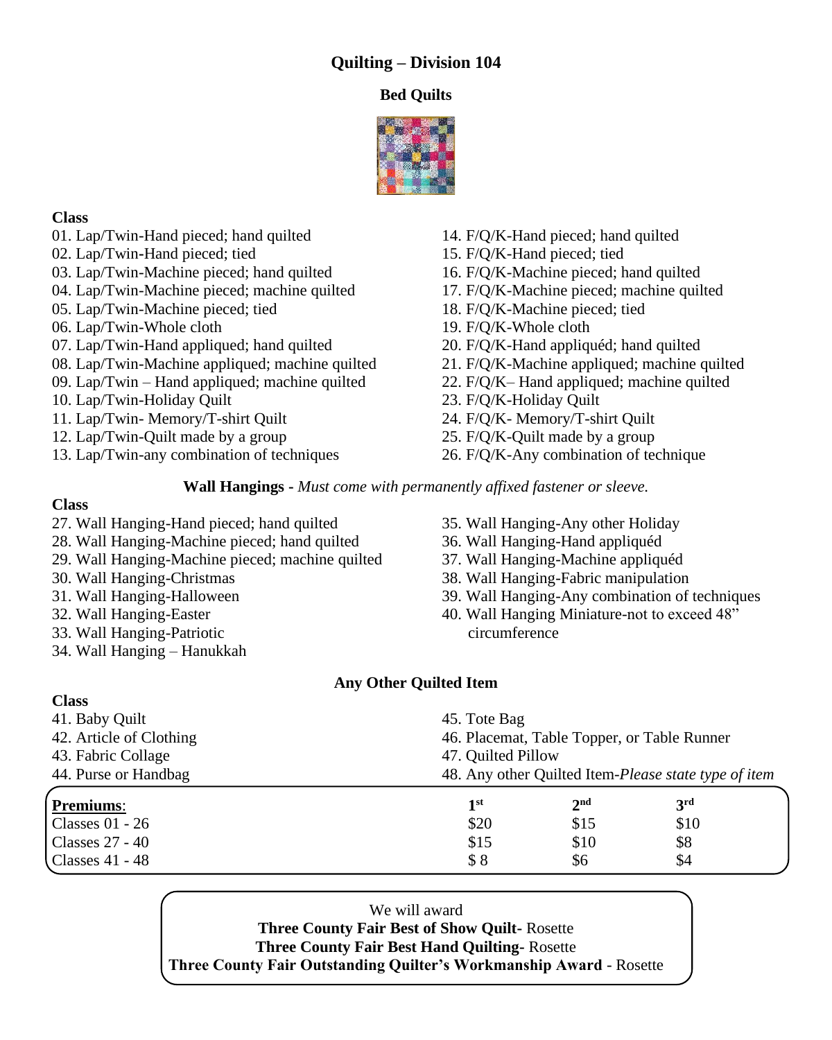# Quilting – Division 104

## Bed Quilts

**Class**

01. Lap/Twin-Hand pieced; hand quilted
02. Lap/Twin-Hand pieced; tied
03. Lap/Twin-Machine pieced; hand quilted
04. Lap/Twin-Machine pieced; machine quilted
05. Lap/Twin-Machine pieced; tied
06. Lap/Twin-Whole cloth
07. Lap/Twin-Hand appliqued; hand quilted
08. Lap/Twin-Machine appliqued; machine quilted
09. Lap/Twin – Hand appliqued; machine quilted
10. Lap/Twin-Holiday Quilt
11. Lap/Twin- Memory/T-shirt Quilt
12. Lap/Twin-Quilt made by a group
13. Lap/Twin-any combination of techniques
14. F/Q/K-Hand pieced; hand quilted
15. F/Q/K-Hand pieced; tied
16. F/Q/K-Machine pieced; hand quilted
17. F/Q/K-Machine pieced; machine quilted
18. F/Q/K-Machine pieced; tied
19. F/Q/K-Whole cloth
20. F/Q/K-Hand appliquéd; hand quilted
21. F/Q/K-Machine appliqued; machine quilted
22. F/Q/K– Hand appliqued; machine quilted
23. F/Q/K-Holiday Quilt
24. F/Q/K- Memory/T-shirt Quilt
25. F/Q/K-Quilt made by a group
26. F/Q/K-Any combination of technique

## Wall Hangings - *Must come with permanently affixed fastener or sleeve.*

**Class**

27. Wall Hanging-Hand pieced; hand quilted
28. Wall Hanging-Machine pieced; hand quilted
29. Wall Hanging-Machine pieced; machine quilted
30. Wall Hanging-Christmas
31. Wall Hanging-Halloween
32. Wall Hanging-Easter
33. Wall Hanging-Patriotic
34. Wall Hanging – Hanukkah
35. Wall Hanging-Any other Holiday
36. Wall Hanging-Hand appliquéd
37. Wall Hanging-Machine appliquéd
38. Wall Hanging-Fabric manipulation
39. Wall Hanging-Any combination of techniques
40. Wall Hanging Miniature-not to exceed 48" circumference

## Any Other Quilted Item

**Class**

41. Baby Quilt
42. Article of Clothing
43. Fabric Collage
44. Purse or Handbag
45. Tote Bag
46. Placemat, Table Topper, or Table Runner
47. Quilted Pillow
48. Any other Quilted Item-*Please state type of item*

| **Premiums**: | 1st | 2nd | 3rd |
|---|---|---|---|
| Classes 01 - 26 | $20 | $15 | $10 |
| Classes 27 - 40 | $15 | $10 | $8 |
| Classes 41 - 48 | $ 8 | $6 | $4 |

We will award

**Three County Fair Best of Show Quilt-** Rosette

**Three County Fair Best Hand Quilting-** Rosette

**Three County Fair Outstanding Quilter's Workmanship Award** - Rosette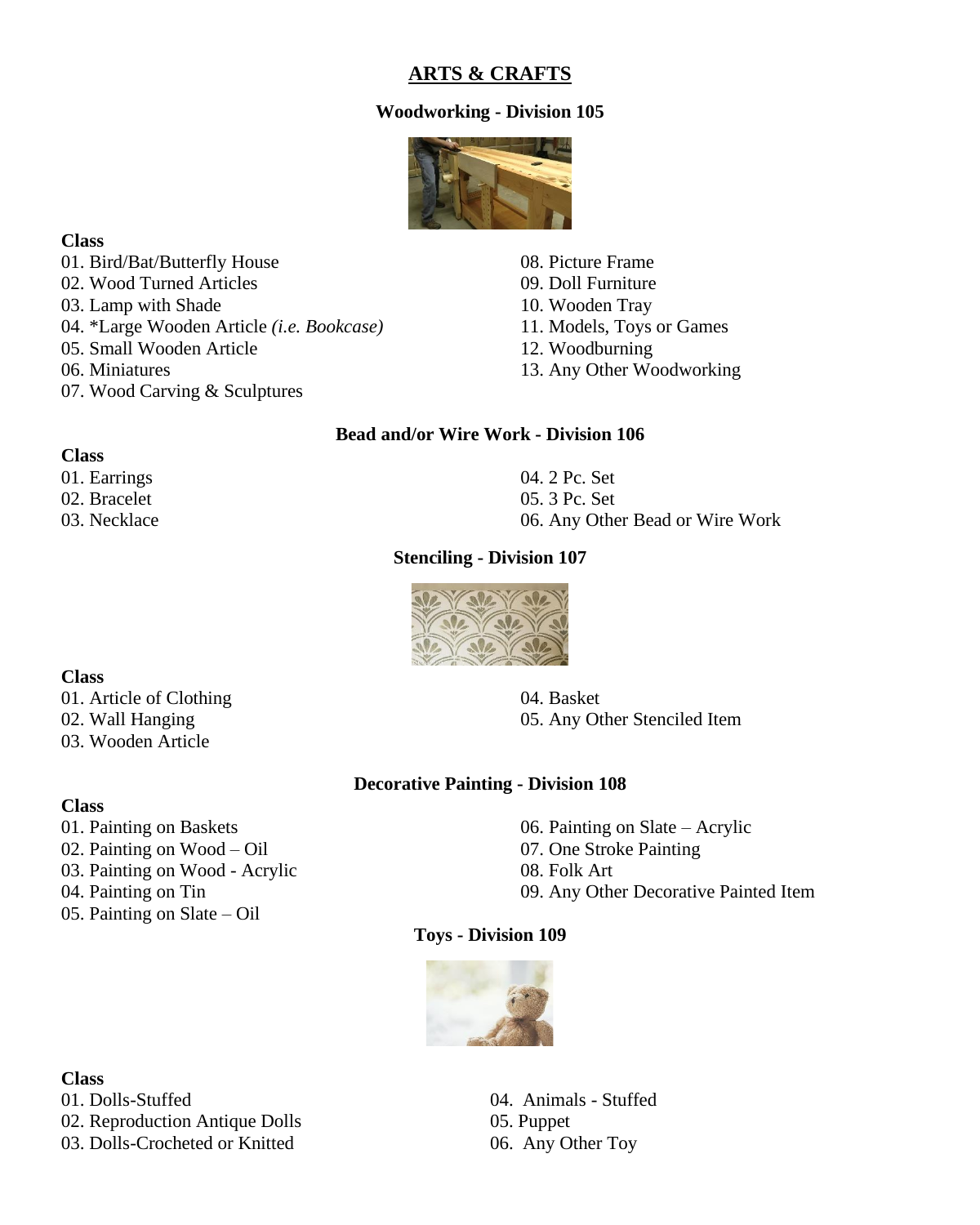# ARTS & CRAFTS

## Woodworking - Division 105

**Class**

01. Bird/Bat/Butterfly House
02. Wood Turned Articles
03. Lamp with Shade
04. *Large Wooden Article *(i.e. Bookcase)*
05. Small Wooden Article
06. Miniatures
07. Wood Carving & Sculptures
08. Picture Frame
09. Doll Furniture
10. Wooden Tray
11. Models, Toys or Games
12. Woodburning
13. Any Other Woodworking

## Bead and/or Wire Work - Division 106

**Class**

01. Earrings
02. Bracelet
03. Necklace
04. 2 Pc. Set
05. 3 Pc. Set
06. Any Other Bead or Wire Work

## Stenciling - Division 107

**Class**

01. Article of Clothing
02. Wall Hanging
03. Wooden Article
04. Basket
05. Any Other Stenciled Item

## Decorative Painting - Division 108

**Class**

01. Painting on Baskets
02. Painting on Wood – Oil
03. Painting on Wood - Acrylic
04. Painting on Tin
05. Painting on Slate – Oil
06. Painting on Slate – Acrylic
07. One Stroke Painting
08. Folk Art
09. Any Other Decorative Painted Item

## Toys - Division 109

**Class**

01. Dolls-Stuffed
02. Reproduction Antique Dolls
03. Dolls-Crocheted or Knitted
04. Animals - Stuffed
05. Puppet
06. Any Other Toy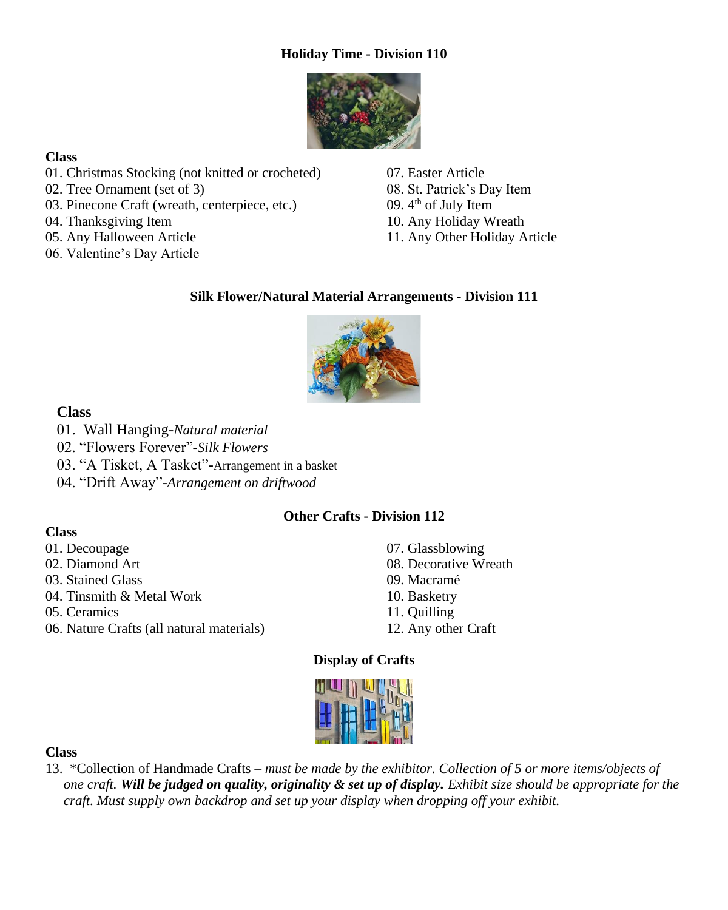## Holiday Time - Division 110

**Class**

01. Christmas Stocking (not knitted or crocheted)
02. Tree Ornament (set of 3)
03. Pinecone Craft (wreath, centerpiece, etc.)
04. Thanksgiving Item
05. Any Halloween Article
06. Valentine's Day Article
07. Easter Article
08. St. Patrick's Day Item
09. 4th of July Item
10. Any Holiday Wreath
11. Any Other Holiday Article

## Silk Flower/Natural Material Arrangements - Division 111

**Class**

01. Wall Hanging-*Natural material*
02. "Flowers Forever"-*Silk Flowers*
03. "A Tisket, A Tasket"-Arrangement in a basket
04. "Drift Away"-*Arrangement on driftwood*

## Other Crafts - Division 112

**Class**

01. Decoupage
02. Diamond Art
03. Stained Glass
04. Tinsmith & Metal Work
05. Ceramics
06. Nature Crafts (all natural materials)
07. Glassblowing
08. Decorative Wreath
09. Macramé
10. Basketry
11. Quilling
12. Any other Craft

## Display of Crafts

**Class**

13. *Collection of Handmade Crafts – *must be made by the exhibitor. Collection of 5 or more items/objects of one craft.* ***Will be judged on quality, originality & set up of display.*** *Exhibit size should be appropriate for the craft. Must supply own backdrop and set up your display when dropping off your exhibit.*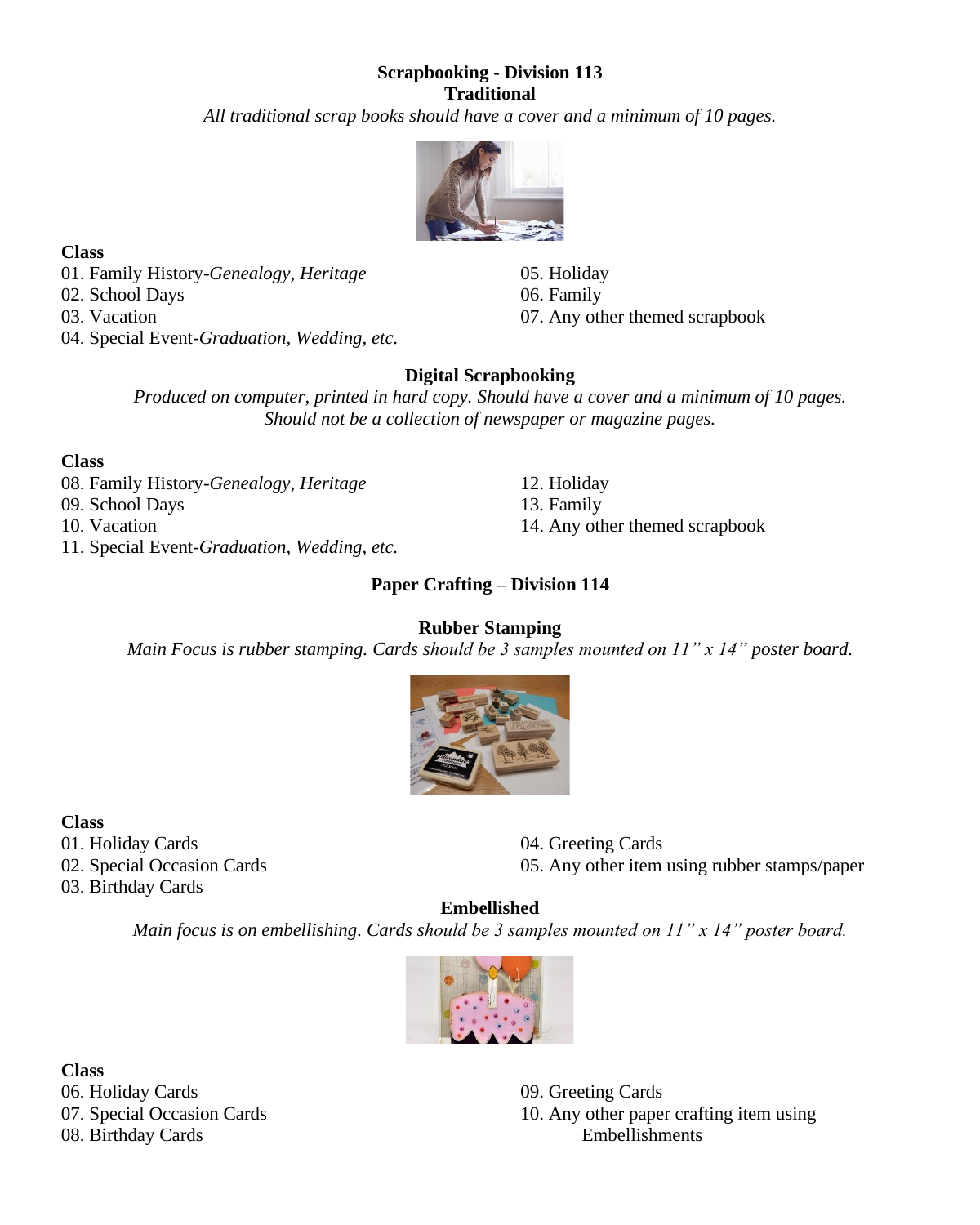## Scrapbooking - Division 113

### Traditional

*All traditional scrap books should have a cover and a minimum of 10 pages.*

**Class**

01. Family History-*Genealogy, Heritage*
02. School Days
03. Vacation
04. Special Event-*Graduation, Wedding, etc.*
05. Holiday
06. Family
07. Any other themed scrapbook

### Digital Scrapbooking

*Produced on computer, printed in hard copy. Should have a cover and a minimum of 10 pages. Should not be a collection of newspaper or magazine pages.*

**Class**

08. Family History-*Genealogy, Heritage*
09. School Days
10. Vacation
11. Special Event-*Graduation, Wedding, etc.*
12. Holiday
13. Family
14. Any other themed scrapbook

## Paper Crafting – Division 114

### Rubber Stamping

*Main Focus is rubber stamping. Cards should be 3 samples mounted on 11" x 14" poster board.*

**Class**

01. Holiday Cards
02. Special Occasion Cards
03. Birthday Cards
04. Greeting Cards
05. Any other item using rubber stamps/paper

### Embellished

*Main focus is on embellishing. Cards should be 3 samples mounted on 11" x 14" poster board.*

**Class**

06. Holiday Cards
07. Special Occasion Cards
08. Birthday Cards
09. Greeting Cards
10. Any other paper crafting item using Embellishments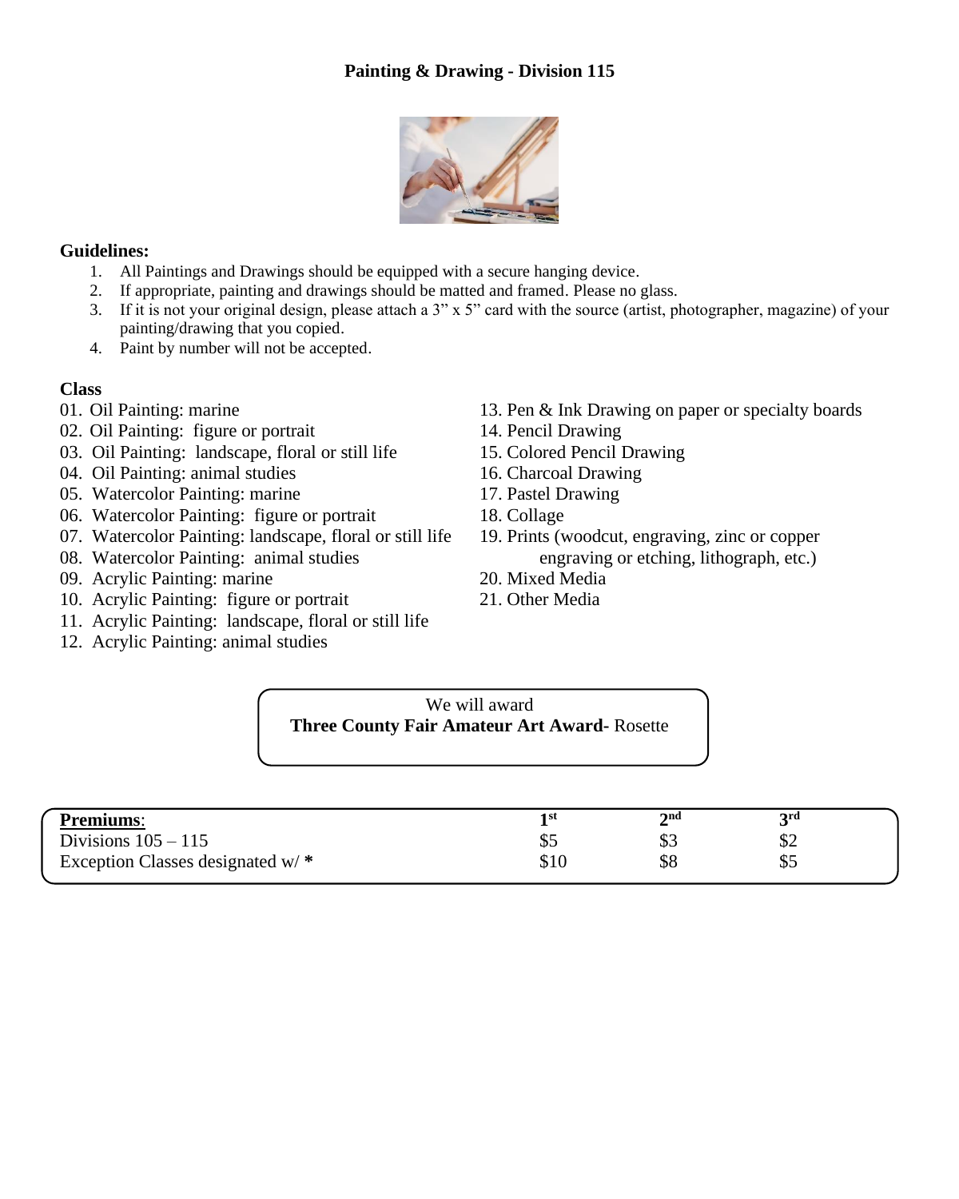# Painting & Drawing - Division 115

**Guidelines:**

1. All Paintings and Drawings should be equipped with a secure hanging device.
2. If appropriate, painting and drawings should be matted and framed. Please no glass.
3. If it is not your original design, please attach a 3" x 5" card with the source (artist, photographer, magazine) of your painting/drawing that you copied.
4. Paint by number will not be accepted.

**Class**

01. Oil Painting: marine
02. Oil Painting: figure or portrait
03. Oil Painting: landscape, floral or still life
04. Oil Painting: animal studies
05. Watercolor Painting: marine
06. Watercolor Painting: figure or portrait
07. Watercolor Painting: landscape, floral or still life
08. Watercolor Painting: animal studies
09. Acrylic Painting: marine
10. Acrylic Painting: figure or portrait
11. Acrylic Painting: landscape, floral or still life
12. Acrylic Painting: animal studies
13. Pen & Ink Drawing on paper or specialty boards
14. Pencil Drawing
15. Colored Pencil Drawing
16. Charcoal Drawing
17. Pastel Drawing
18. Collage
19. Prints (woodcut, engraving, zinc or copper engraving or etching, lithograph, etc.)
20. Mixed Media
21. Other Media

We will award
**Three County Fair Amateur Art Award-** Rosette

| **Premiums**: | **1st** | **2nd** | **3rd** |
|---|---|---|---|
| Divisions 105 – 115 | $5 | $3 | $2 |
| Exception Classes designated w/ **\*** | $10 | $8 | $5 |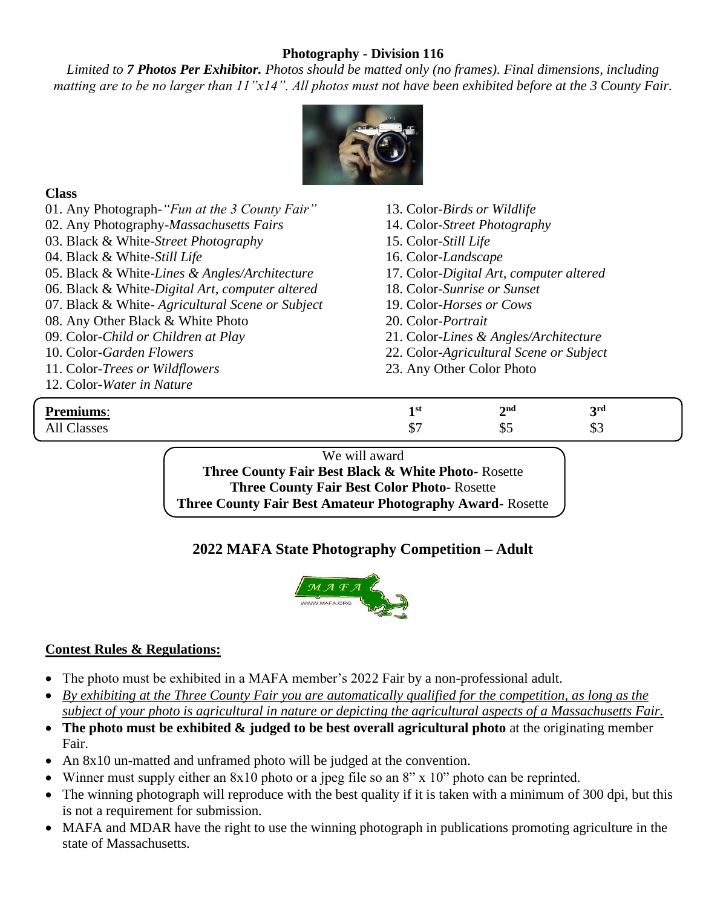## Photography - Division 116

*Limited to* ***7 Photos Per Exhibitor.*** *Photos should be matted only (no frames). Final dimensions, including matting are to be no larger than 11"x14". All photos must not have been exhibited before at the 3 County Fair.*

**Class**

01. Any Photograph-*"Fun at the 3 County Fair"*
02. Any Photography-*Massachusetts Fairs*
03. Black & White-*Street Photography*
04. Black & White-*Still Life*
05. Black & White-*Lines & Angles/Architecture*
06. Black & White-*Digital Art, computer altered*
07. Black & White- *Agricultural Scene or Subject*
08. Any Other Black & White Photo
09. Color-*Child or Children at Play*
10. Color-*Garden Flowers*
11. Color-*Trees or Wildflowers*
12. Color-*Water in Nature*
13. Color-*Birds or Wildlife*
14. Color-*Street Photography*
15. Color-*Still Life*
16. Color-*Landscape*
17. Color-*Digital Art, computer altered*
18. Color-*Sunrise or Sunset*
19. Color-*Horses or Cows*
20. Color-*Portrait*
21. Color-*Lines & Angles/Architecture*
22. Color-*Agricultural Scene or Subject*
23. Any Other Color Photo

| **Premiums**: | 1st | 2nd | 3rd |
|---|---|---|---|
| All Classes | $7 | $5 | $3 |

We will award
**Three County Fair Best Black & White Photo-** Rosette
**Three County Fair Best Color Photo-** Rosette
**Three County Fair Best Amateur Photography Award-** Rosette

## 2022 MAFA State Photography Competition – Adult

**Contest Rules & Regulations:**

- The photo must be exhibited in a MAFA member's 2022 Fair by a non-professional adult.
- *By exhibiting at the Three County Fair you are automatically qualified for the competition, as long as the subject of your photo is agricultural in nature or depicting the agricultural aspects of a Massachusetts Fair.*
- **The photo must be exhibited & judged to be best overall agricultural photo** at the originating member Fair.
- An 8x10 un-matted and unframed photo will be judged at the convention.
- Winner must supply either an 8x10 photo or a jpeg file so an 8" x 10" photo can be reprinted.
- The winning photograph will reproduce with the best quality if it is taken with a minimum of 300 dpi, but this is not a requirement for submission.
- MAFA and MDAR have the right to use the winning photograph in publications promoting agriculture in the state of Massachusetts.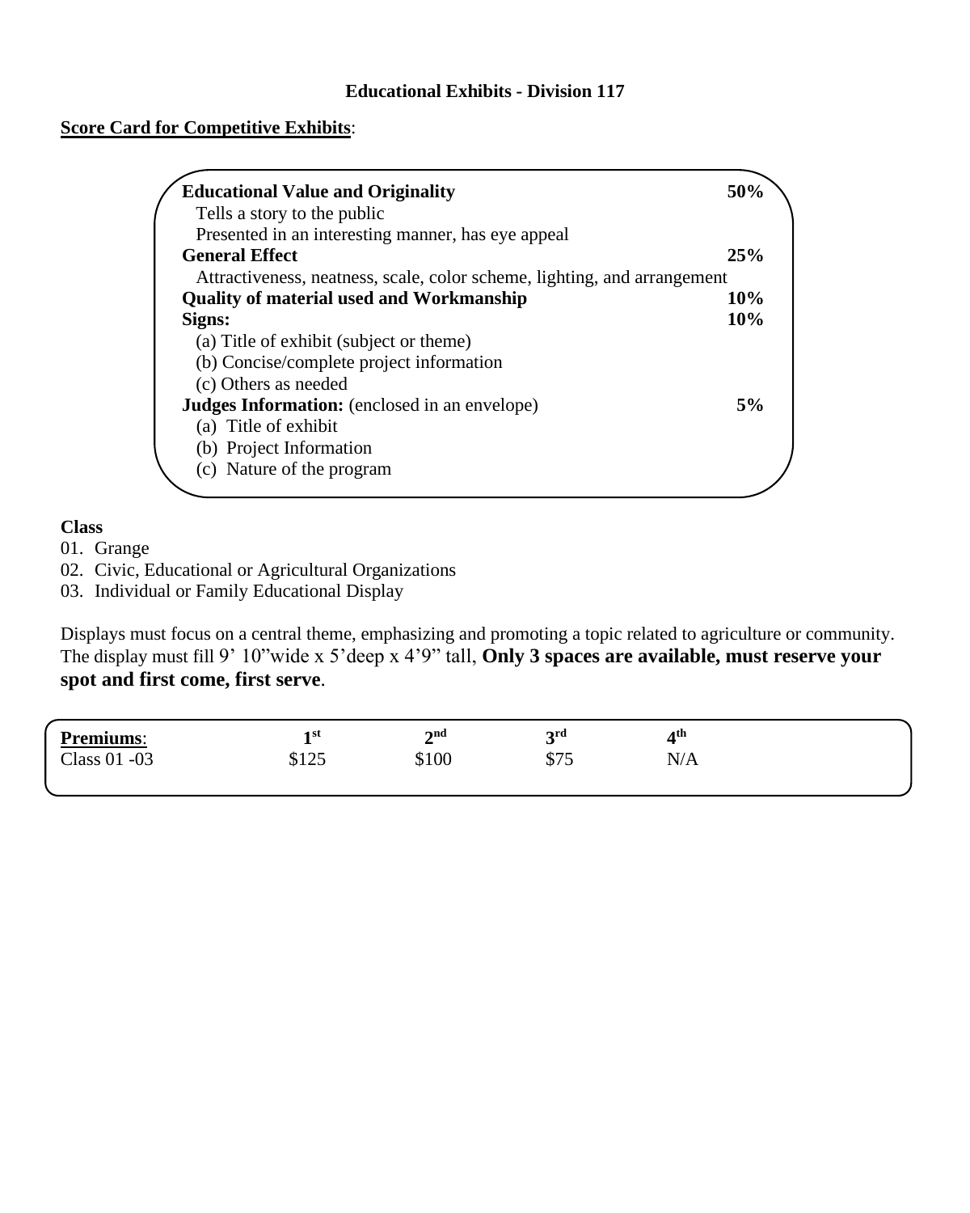## Educational Exhibits - Division 117

**Score Card for Competitive Exhibits**:

| | |
|---|---|
| **Educational Value and Originality** | **50%** |
| Tells a story to the public | |
| Presented in an interesting manner, has eye appeal | |
| **General Effect** | **25%** |
| Attractiveness, neatness, scale, color scheme, lighting, and arrangement | |
| **Quality of material used and Workmanship** | **10%** |
| **Signs:** | **10%** |
| (a) Title of exhibit (subject or theme) | |
| (b) Concise/complete project information | |
| (c) Others as needed | |
| **Judges Information:** (enclosed in an envelope) | **5%** |
| (a) Title of exhibit | |
| (b) Project Information | |
| (c) Nature of the program | |

**Class**

01. Grange
02. Civic, Educational or Agricultural Organizations
03. Individual or Family Educational Display

Displays must focus on a central theme, emphasizing and promoting a topic related to agriculture or community. The display must fill 9' 10"wide x 5'deep x 4'9" tall, **Only 3 spaces are available, must reserve your spot and first come, first serve**.

| **Premiums**: | **1st** | **2nd** | **3rd** | **4th** |
|---|---|---|---|---|
| Class 01 -03 | $125 | $100 | $75 | N/A |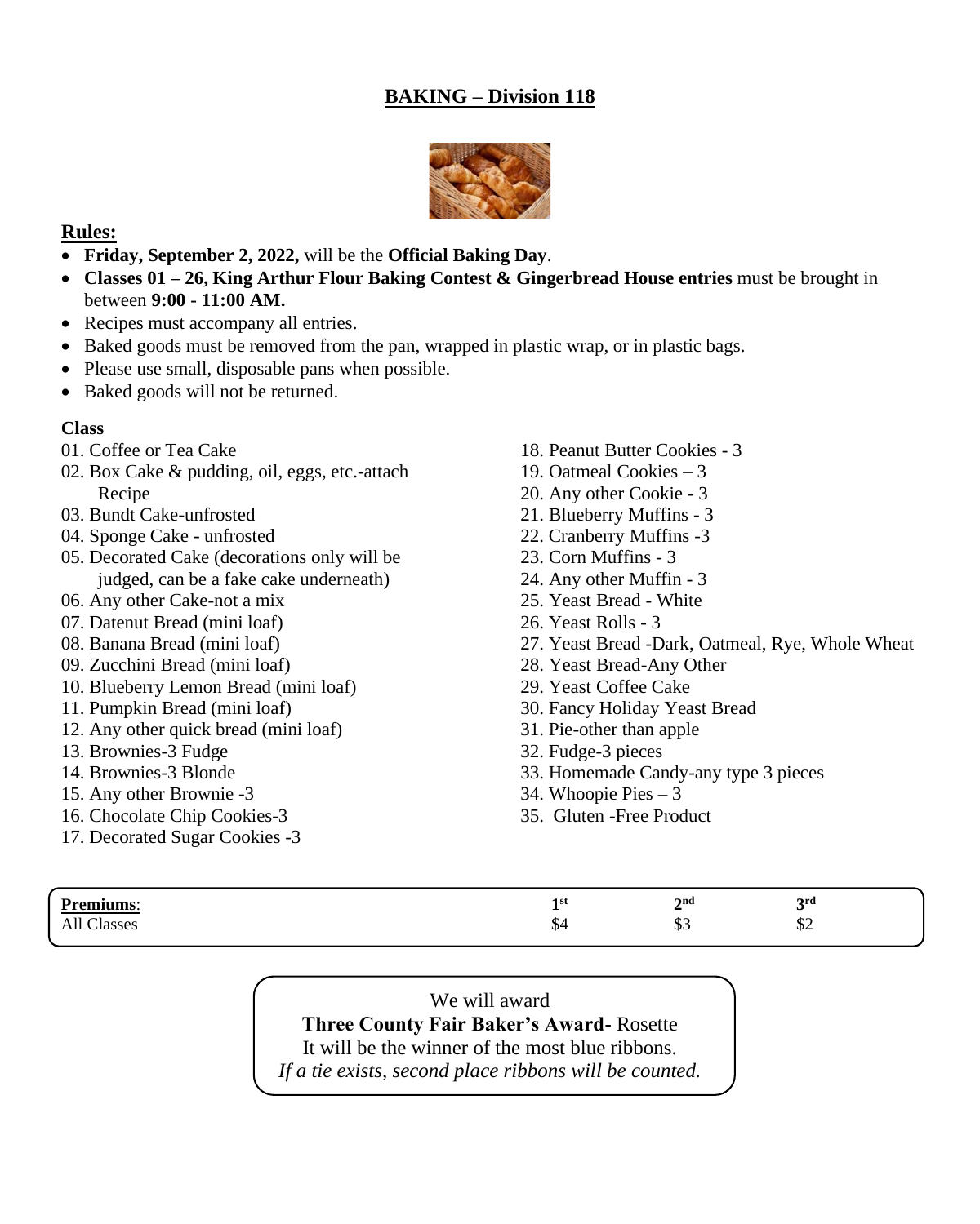# BAKING – Division 118

## Rules:

- **Friday, September 2, 2022,** will be the **Official Baking Day**.
- **Classes 01 – 26, King Arthur Flour Baking Contest & Gingerbread House entries** must be brought in between **9:00 - 11:00 AM.**
- Recipes must accompany all entries.
- Baked goods must be removed from the pan, wrapped in plastic wrap, or in plastic bags.
- Please use small, disposable pans when possible.
- Baked goods will not be returned.

**Class**

01. Coffee or Tea Cake
02. Box Cake & pudding, oil, eggs, etc.-attach Recipe
03. Bundt Cake-unfrosted
04. Sponge Cake - unfrosted
05. Decorated Cake (decorations only will be judged, can be a fake cake underneath)
06. Any other Cake-not a mix
07. Datenut Bread (mini loaf)
08. Banana Bread (mini loaf)
09. Zucchini Bread (mini loaf)
10. Blueberry Lemon Bread (mini loaf)
11. Pumpkin Bread (mini loaf)
12. Any other quick bread (mini loaf)
13. Brownies-3 Fudge
14. Brownies-3 Blonde
15. Any other Brownie -3
16. Chocolate Chip Cookies-3
17. Decorated Sugar Cookies -3
18. Peanut Butter Cookies - 3
19. Oatmeal Cookies – 3
20. Any other Cookie - 3
21. Blueberry Muffins - 3
22. Cranberry Muffins -3
23. Corn Muffins - 3
24. Any other Muffin - 3
25. Yeast Bread - White
26. Yeast Rolls - 3
27. Yeast Bread -Dark, Oatmeal, Rye, Whole Wheat
28. Yeast Bread-Any Other
29. Yeast Coffee Cake
30. Fancy Holiday Yeast Bread
31. Pie-other than apple
32. Fudge-3 pieces
33. Homemade Candy-any type 3 pieces
34. Whoopie Pies – 3
35. Gluten -Free Product

| **Premiums:** | 1st | 2nd | 3rd |
|---|---|---|---|
| All Classes | $4 | $3 | $2 |

We will award
**Three County Fair Baker's Award**- Rosette
It will be the winner of the most blue ribbons.
*If a tie exists, second place ribbons will be counted.*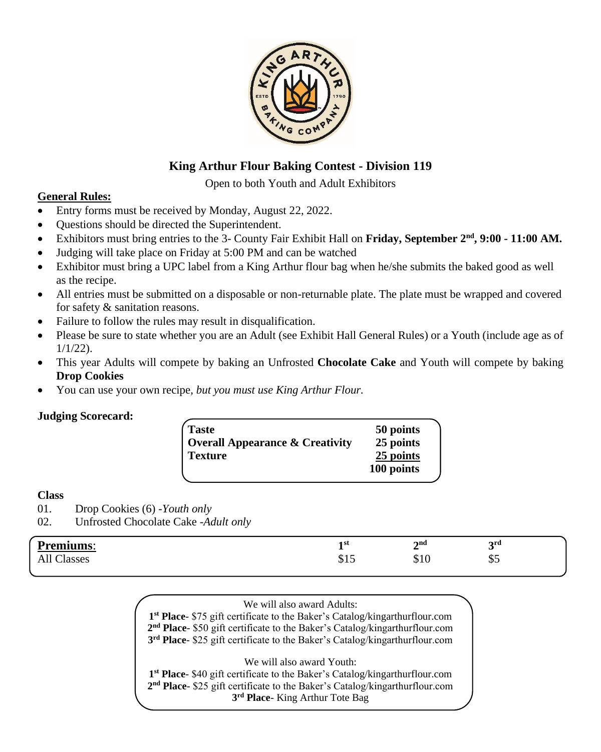# King Arthur Flour Baking Contest - Division 119

Open to both Youth and Adult Exhibitors

**General Rules:**

- Entry forms must be received by Monday, August 22, 2022.
- Questions should be directed the Superintendent.
- Exhibitors must bring entries to the 3- County Fair Exhibit Hall on **Friday, September 2nd, 9:00 - 11:00 AM.**
- Judging will take place on Friday at 5:00 PM and can be watched
- Exhibitor must bring a UPC label from a King Arthur flour bag when he/she submits the baked good as well as the recipe.
- All entries must be submitted on a disposable or non-returnable plate. The plate must be wrapped and covered for safety & sanitation reasons.
- Failure to follow the rules may result in disqualification.
- Please be sure to state whether you are an Adult (see Exhibit Hall General Rules) or a Youth (include age as of 1/1/22).
- This year Adults will compete by baking an Unfrosted **Chocolate Cake** and Youth will compete by baking **Drop Cookies**
- You can use your own recipe, *but you must use King Arthur Flour.*

**Judging Scorecard:**

| | |
|---|---|
| **Taste** | **50 points** |
| **Overall Appearance & Creativity** | **25 points** |
| **Texture** | **25 points** |
| | **100 points** |

**Class**

01. Drop Cookies (6) -*Youth only*
02. Unfrosted Chocolate Cake -*Adult only*

| **Premiums**: | 1st | 2nd | 3rd |
|---|---|---|---|
| All Classes | $15 | $10 | $5 |

We will also award Adults:
**1st Place**- $75 gift certificate to the Baker's Catalog/kingarthurflour.com
**2nd Place**- $50 gift certificate to the Baker's Catalog/kingarthurflour.com
**3rd Place**- $25 gift certificate to the Baker's Catalog/kingarthurflour.com

We will also award Youth:
**1st Place**- $40 gift certificate to the Baker's Catalog/kingarthurflour.com
**2nd Place**- $25 gift certificate to the Baker's Catalog/kingarthurflour.com
**3rd Place**- King Arthur Tote Bag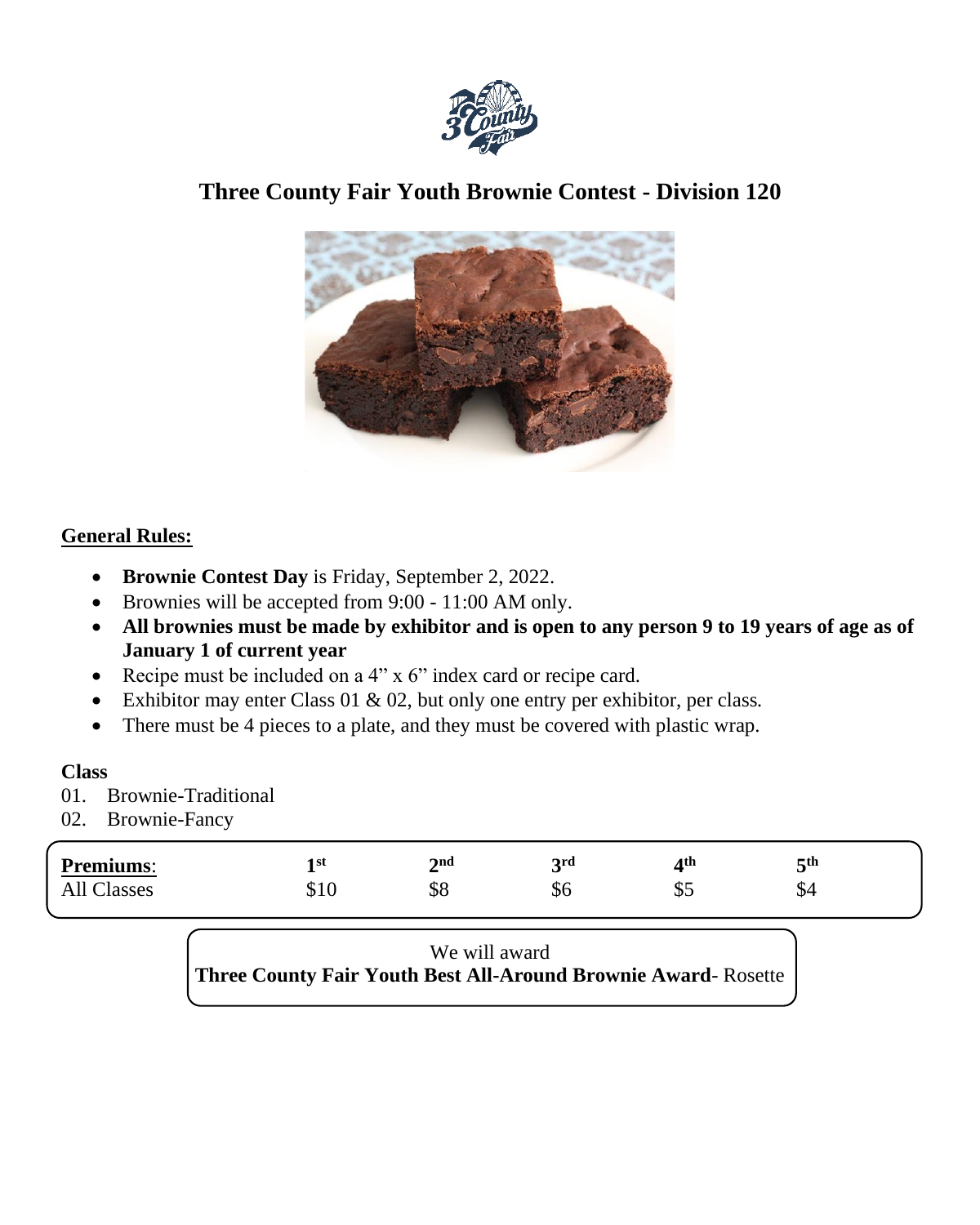# Three County Fair Youth Brownie Contest - Division 120

## General Rules:

- **Brownie Contest Day** is Friday, September 2, 2022.
- Brownies will be accepted from 9:00 - 11:00 AM only.
- **All brownies must be made by exhibitor and is open to any person 9 to 19 years of age as of January 1 of current year**
- Recipe must be included on a 4" x 6" index card or recipe card.
- Exhibitor may enter Class 01 & 02, but only one entry per exhibitor, per class.
- There must be 4 pieces to a plate, and they must be covered with plastic wrap.

**Class**

01. Brownie-Traditional
02. Brownie-Fancy

| **Premiums**: | 1st | 2nd | 3rd | 4th | 5th |
|---|---|---|---|---|---|
| All Classes | $10 | $8 | $6 | $5 | $4 |

We will award
**Three County Fair Youth Best All-Around Brownie Award**- Rosette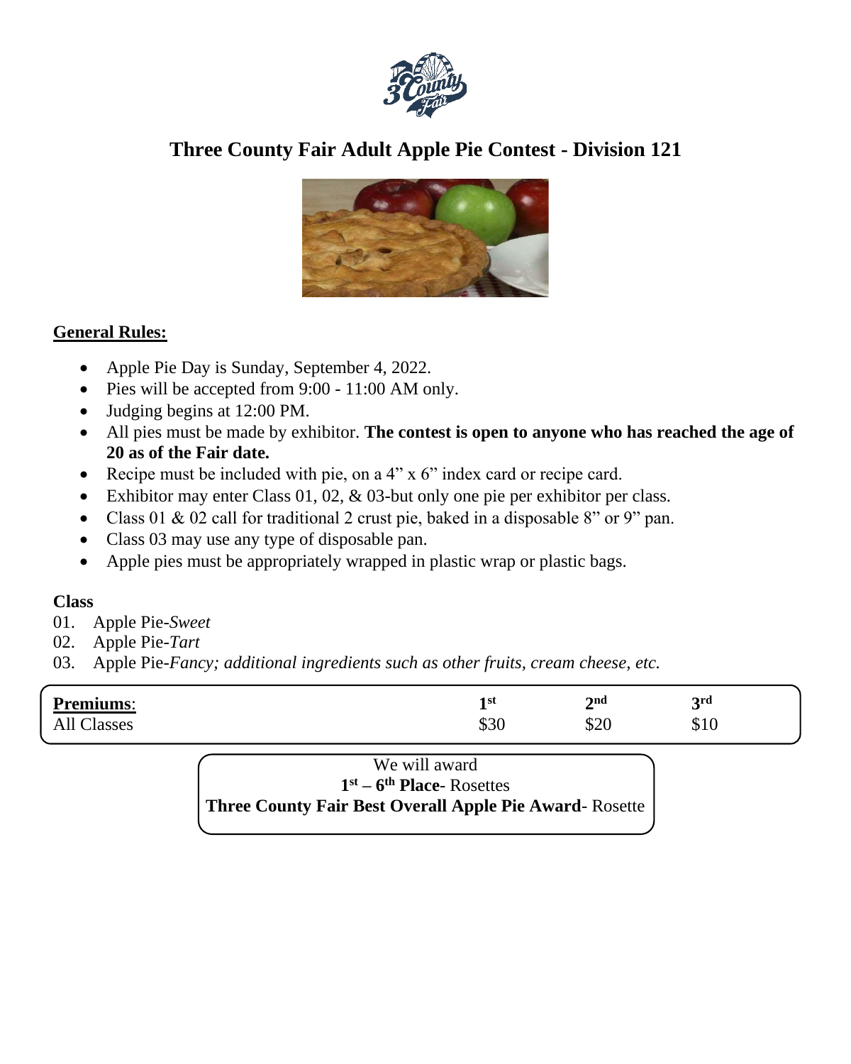# Three County Fair Adult Apple Pie Contest - Division 121

**General Rules:**

- Apple Pie Day is Sunday, September 4, 2022.
- Pies will be accepted from 9:00 - 11:00 AM only.
- Judging begins at 12:00 PM.
- All pies must be made by exhibitor. **The contest is open to anyone who has reached the age of 20 as of the Fair date.**
- Recipe must be included with pie, on a 4" x 6" index card or recipe card.
- Exhibitor may enter Class 01, 02, & 03-but only one pie per exhibitor per class.
- Class 01 & 02 call for traditional 2 crust pie, baked in a disposable 8" or 9" pan.
- Class 03 may use any type of disposable pan.
- Apple pies must be appropriately wrapped in plastic wrap or plastic bags.

**Class**

01. Apple Pie-*Sweet*
02. Apple Pie-*Tart*
03. Apple Pie-*Fancy; additional ingredients such as other fruits, cream cheese, etc.*

| **Premiums**: | **1st** | **2nd** | **3rd** |
|---|---|---|---|
| All Classes | $30 | $20 | $10 |

We will award
**1st – 6th Place**- Rosettes
**Three County Fair Best Overall Apple Pie Award**- Rosette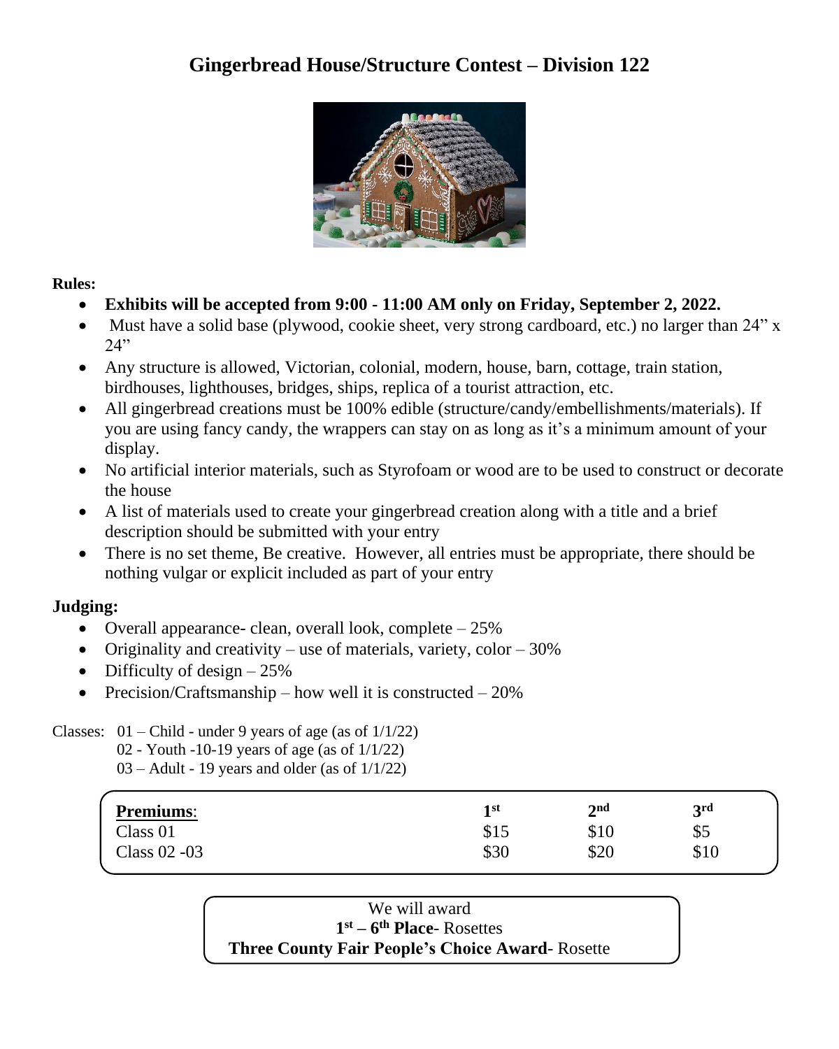# Gingerbread House/Structure Contest – Division 122

**Rules:**

- **Exhibits will be accepted from 9:00 - 11:00 AM only on Friday, September 2, 2022.**
- Must have a solid base (plywood, cookie sheet, very strong cardboard, etc.) no larger than 24" x 24"
- Any structure is allowed, Victorian, colonial, modern, house, barn, cottage, train station, birdhouses, lighthouses, bridges, ships, replica of a tourist attraction, etc.
- All gingerbread creations must be 100% edible (structure/candy/embellishments/materials). If you are using fancy candy, the wrappers can stay on as long as it's a minimum amount of your display.
- No artificial interior materials, such as Styrofoam or wood are to be used to construct or decorate the house
- A list of materials used to create your gingerbread creation along with a title and a brief description should be submitted with your entry
- There is no set theme, Be creative. However, all entries must be appropriate, there should be nothing vulgar or explicit included as part of your entry

## Judging:

- Overall appearance- clean, overall look, complete – 25%
- Originality and creativity – use of materials, variety, color – 30%
- Difficulty of design – 25%
- Precision/Craftsmanship – how well it is constructed – 20%

Classes: 01 – Child - under 9 years of age (as of 1/1/22)
02 - Youth -10-19 years of age (as of 1/1/22)
03 – Adult - 19 years and older (as of 1/1/22)

| **Premiums**: | 1st | 2nd | 3rd |
|---|---|---|---|
| Class 01 | $15 | $10 | $5 |
| Class 02 -03 | $30 | $20 | $10 |

We will award
**1st – 6th Place**- Rosettes
**Three County Fair People's Choice Award**- Rosette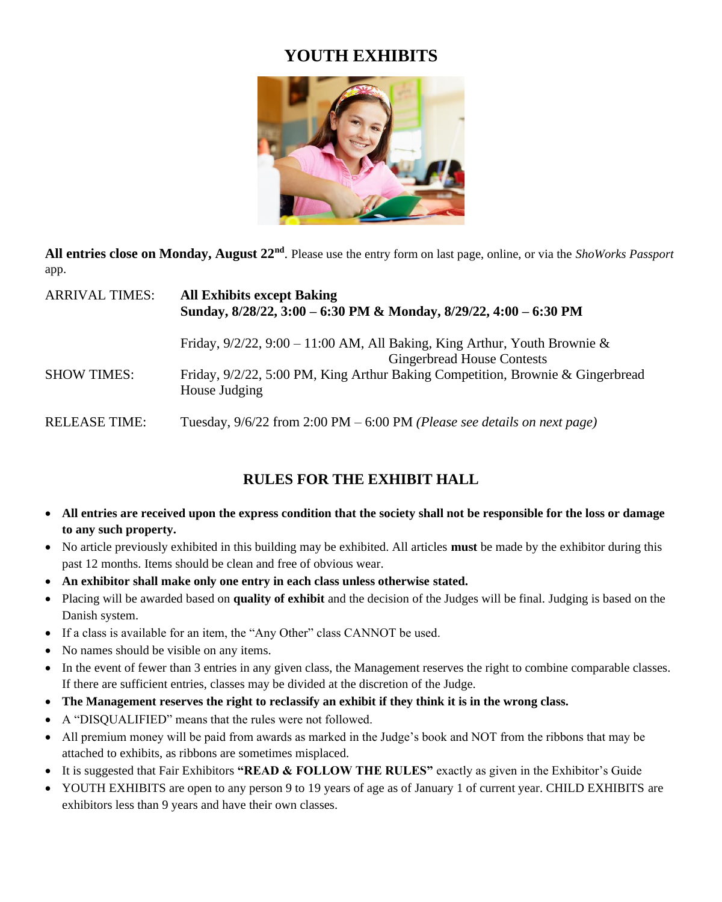# YOUTH EXHIBITS

**All entries close on Monday, August 22nd**. Please use the entry form on last page, online, or via the *ShoWorks Passport* app.

| | |
|---|---|
| ARRIVAL TIMES: | **All Exhibits except Baking** **Sunday, 8/28/22, 3:00 – 6:30 PM & Monday, 8/29/22, 4:00 – 6:30 PM** |
| | Friday, 9/2/22, 9:00 – 11:00 AM, All Baking, King Arthur, Youth Brownie & Gingerbread House Contests |
| SHOW TIMES: | Friday, 9/2/22, 5:00 PM, King Arthur Baking Competition, Brownie & Gingerbread House Judging |
| RELEASE TIME: | Tuesday, 9/6/22 from 2:00 PM – 6:00 PM *(Please see details on next page)* |

## RULES FOR THE EXHIBIT HALL

- **All entries are received upon the express condition that the society shall not be responsible for the loss or damage to any such property.**
- No article previously exhibited in this building may be exhibited. All articles **must** be made by the exhibitor during this past 12 months. Items should be clean and free of obvious wear.
- **An exhibitor shall make only one entry in each class unless otherwise stated.**
- Placing will be awarded based on **quality of exhibit** and the decision of the Judges will be final. Judging is based on the Danish system.
- If a class is available for an item, the "Any Other" class CANNOT be used.
- No names should be visible on any items.
- In the event of fewer than 3 entries in any given class, the Management reserves the right to combine comparable classes. If there are sufficient entries, classes may be divided at the discretion of the Judge.
- **The Management reserves the right to reclassify an exhibit if they think it is in the wrong class.**
- A "DISQUALIFIED" means that the rules were not followed.
- All premium money will be paid from awards as marked in the Judge's book and NOT from the ribbons that may be attached to exhibits, as ribbons are sometimes misplaced.
- It is suggested that Fair Exhibitors **"READ & FOLLOW THE RULES"** exactly as given in the Exhibitor's Guide
- YOUTH EXHIBITS are open to any person 9 to 19 years of age as of January 1 of current year. CHILD EXHIBITS are exhibitors less than 9 years and have their own classes.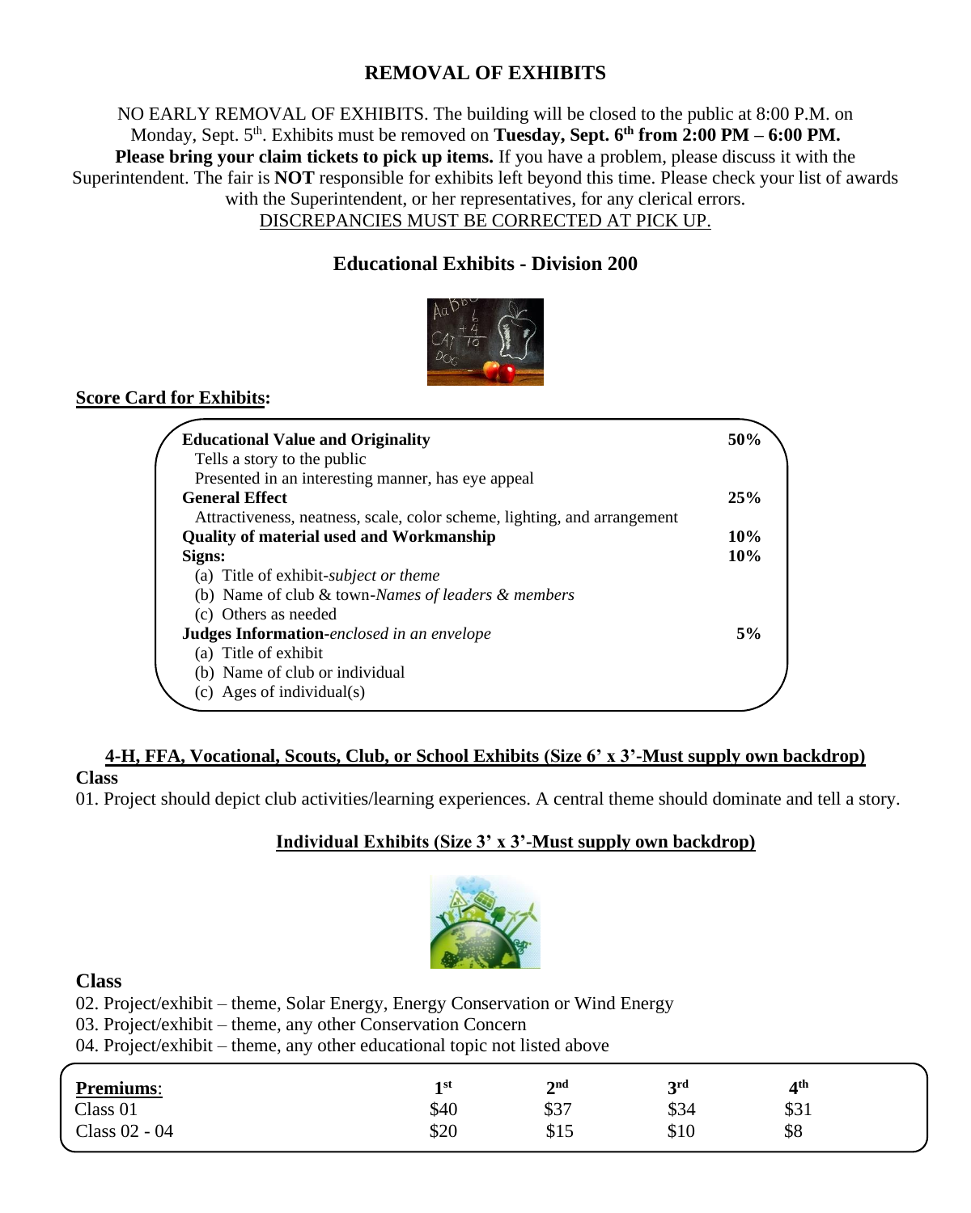## REMOVAL OF EXHIBITS

NO EARLY REMOVAL OF EXHIBITS. The building will be closed to the public at 8:00 P.M. on Monday, Sept. 5th. Exhibits must be removed on **Tuesday, Sept. 6th from 2:00 PM – 6:00 PM.** **Please bring your claim tickets to pick up items.** If you have a problem, please discuss it with the Superintendent. The fair is **NOT** responsible for exhibits left beyond this time. Please check your list of awards with the Superintendent, or her representatives, for any clerical errors.
DISCREPANCIES MUST BE CORRECTED AT PICK UP.

## Educational Exhibits - Division 200

**Score Card for Exhibits:**

| | |
|---|---|
| **Educational Value and Originality** | **50%** |
| Tells a story to the public | |
| Presented in an interesting manner, has eye appeal | |
| **General Effect** | **25%** |
| Attractiveness, neatness, scale, color scheme, lighting, and arrangement | |
| **Quality of material used and Workmanship** | **10%** |
| **Signs:** | **10%** |
| (a) Title of exhibit-*subject or theme* | |
| (b) Name of club & town-*Names of leaders & members* | |
| (c) Others as needed | |
| **Judges Information**-*enclosed in an envelope* | **5%** |
| (a) Title of exhibit | |
| (b) Name of club or individual | |
| (c) Ages of individual(s) | |

**4-H, FFA, Vocational, Scouts, Club, or School Exhibits (Size 6' x 3'-Must supply own backdrop)**

**Class**

01. Project should depict club activities/learning experiences. A central theme should dominate and tell a story.

**Individual Exhibits (Size 3' x 3'-Must supply own backdrop)**

**Class**

02. Project/exhibit – theme, Solar Energy, Energy Conservation or Wind Energy
03. Project/exhibit – theme, any other Conservation Concern
04. Project/exhibit – theme, any other educational topic not listed above

| **Premiums**: | 1st | 2nd | 3rd | 4th |
|---|---|---|---|---|
| Class 01 | $40 | $37 | $34 | $31 |
| Class 02 - 04 | $20 | $15 | $10 | $8 |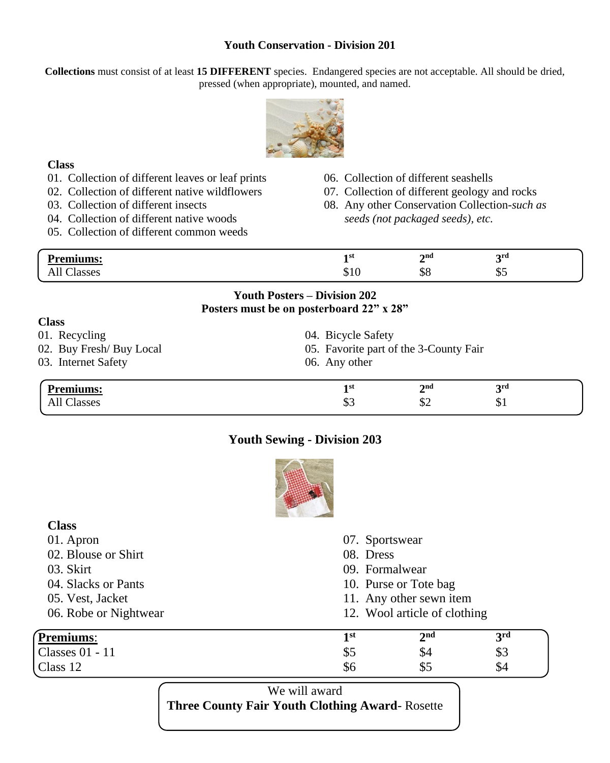## Youth Conservation - Division 201

**Collections** must consist of at least **15 DIFFERENT** species. Endangered species are not acceptable. All should be dried, pressed (when appropriate), mounted, and named.

**Class**

01. Collection of different leaves or leaf prints
02. Collection of different native wildflowers
03. Collection of different insects
04. Collection of different native woods
05. Collection of different common weeds
06. Collection of different seashells
07. Collection of different geology and rocks
08. Any other Conservation Collection-*such as seeds (not packaged seeds), etc.*

| **Premiums:** | 1st | 2nd | 3rd |
|---|---|---|---|
| All Classes | $10 | $8 | $5 |

## Youth Posters – Division 202

**Posters must be on posterboard 22" x 28"**

**Class**

01. Recycling
02. Buy Fresh/ Buy Local
03. Internet Safety
04. Bicycle Safety
05. Favorite part of the 3-County Fair
06. Any other

| **Premiums:** | 1st | 2nd | 3rd |
|---|---|---|---|
| All Classes | $3 | $2 | $1 |

## Youth Sewing - Division 203

**Class**

01. Apron
02. Blouse or Shirt
03. Skirt
04. Slacks or Pants
05. Vest, Jacket
06. Robe or Nightwear
07. Sportswear
08. Dress
09. Formalwear
10. Purse or Tote bag
11. Any other sewn item
12. Wool article of clothing

| **Premiums**: | 1st | 2nd | 3rd |
|---|---|---|---|
| Classes 01 - 11 | $5 | $4 | $3 |
| Class 12 | $6 | $5 | $4 |

We will award
**Three County Fair Youth Clothing Award**- Rosette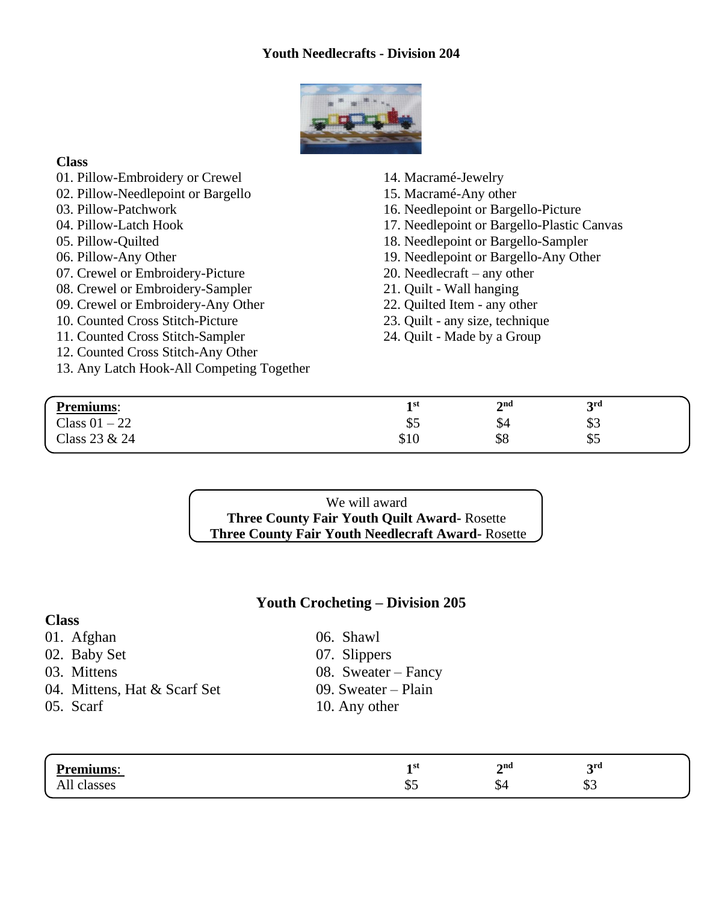## Youth Needlecrafts - Division 204

**Class**

01. Pillow-Embroidery or Crewel
02. Pillow-Needlepoint or Bargello
03. Pillow-Patchwork
04. Pillow-Latch Hook
05. Pillow-Quilted
06. Pillow-Any Other
07. Crewel or Embroidery-Picture
08. Crewel or Embroidery-Sampler
09. Crewel or Embroidery-Any Other
10. Counted Cross Stitch-Picture
11. Counted Cross Stitch-Sampler
12. Counted Cross Stitch-Any Other
13. Any Latch Hook-All Competing Together
14. Macramé-Jewelry
15. Macramé-Any other
16. Needlepoint or Bargello-Picture
17. Needlepoint or Bargello-Plastic Canvas
18. Needlepoint or Bargello-Sampler
19. Needlepoint or Bargello-Any Other
20. Needlecraft – any other
21. Quilt - Wall hanging
22. Quilted Item - any other
23. Quilt - any size, technique
24. Quilt - Made by a Group

| **Premiums**: | **1st** | **2nd** | **3rd** |
|---|---|---|---|
| Class 01 – 22 | $5 | $4 | $3 |
| Class 23 & 24 | $10 | $8 | $5 |

We will award
**Three County Fair Youth Quilt Award-** Rosette
**Three County Fair Youth Needlecraft Award-** Rosette

## Youth Crocheting – Division 205

**Class**

01. Afghan
02. Baby Set
03. Mittens
04. Mittens, Hat & Scarf Set
05. Scarf
06. Shawl
07. Slippers
08. Sweater – Fancy
09. Sweater – Plain
10. Any other

| **Premiums**: | **1st** | **2nd** | **3rd** |
|---|---|---|---|
| All classes | $5 | $4 | $3 |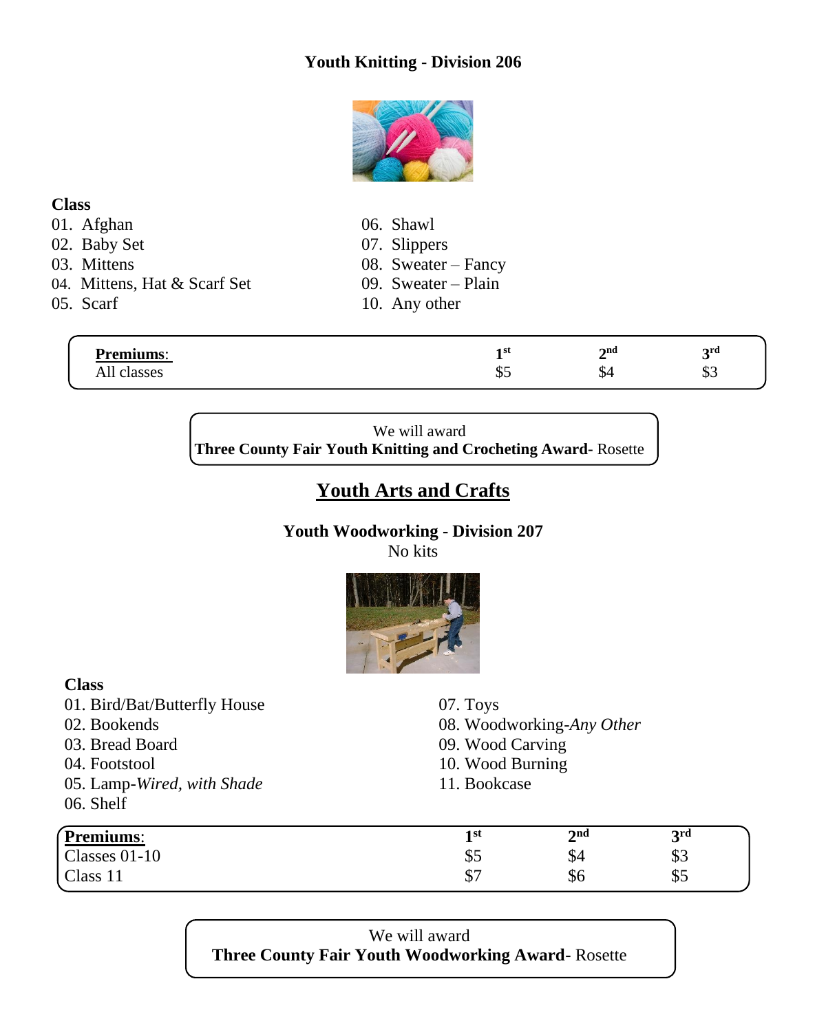## Youth Knitting - Division 206

**Class**

01. Afghan
02. Baby Set
03. Mittens
04. Mittens, Hat & Scarf Set
05. Scarf
06. Shawl
07. Slippers
08. Sweater – Fancy
09. Sweater – Plain
10. Any other

| **Premiums**: | 1st | 2nd | 3rd |
|---|---|---|---|
| All classes | $5 | $4 | $3 |

We will award
**Three County Fair Youth Knitting and Crocheting Award-** Rosette

# Youth Arts and Crafts

## Youth Woodworking - Division 207

No kits

**Class**

01. Bird/Bat/Butterfly House
02. Bookends
03. Bread Board
04. Footstool
05. Lamp-*Wired, with Shade*
06. Shelf
07. Toys
08. Woodworking-*Any Other*
09. Wood Carving
10. Wood Burning
11. Bookcase

| **Premiums**: | 1st | 2nd | 3rd |
|---|---|---|---|
| Classes 01-10 | $5 | $4 | $3 |
| Class 11 | $7 | $6 | $5 |

We will award
**Three County Fair Youth Woodworking Award**- Rosette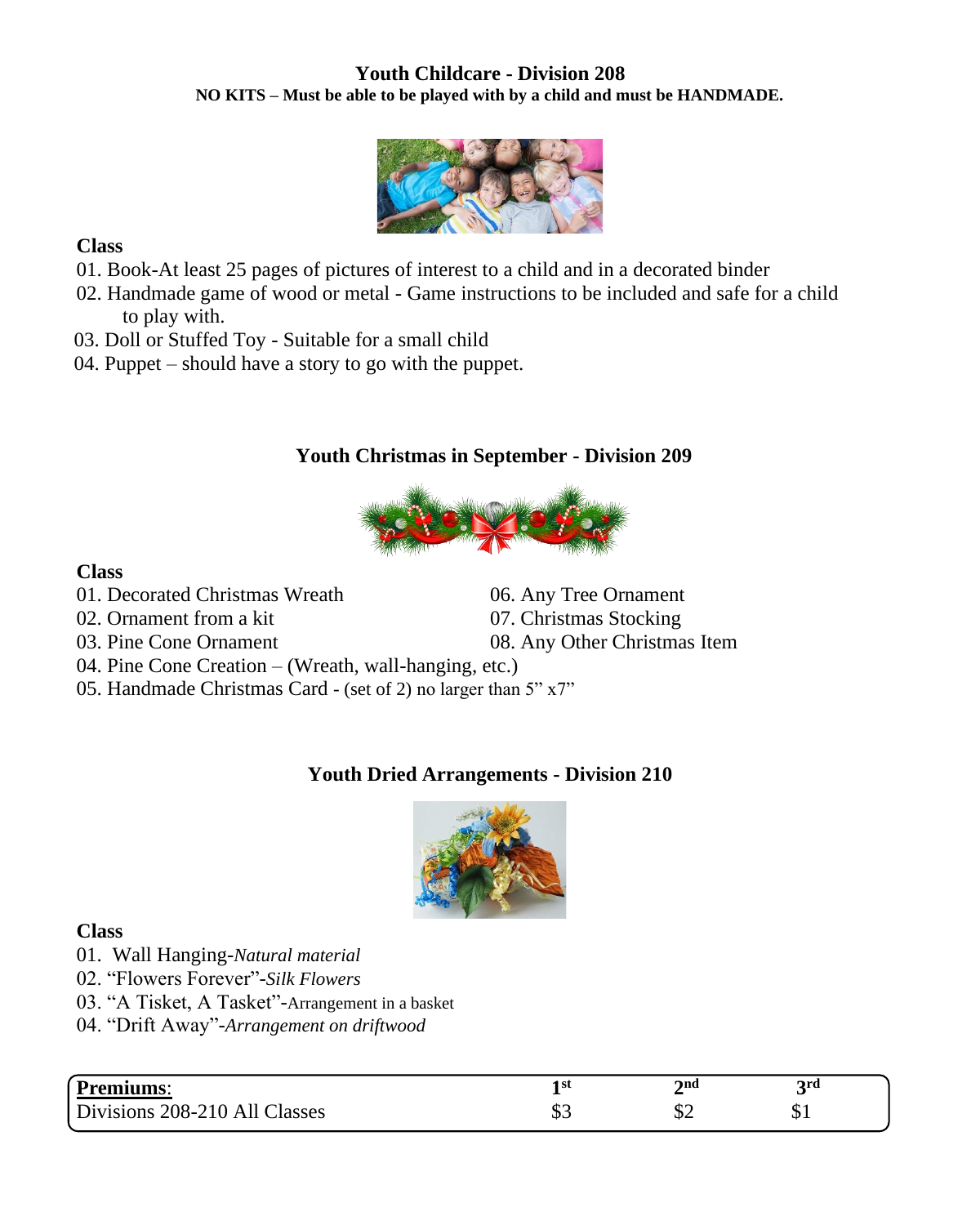## Youth Childcare - Division 208

**NO KITS – Must be able to be played with by a child and must be HANDMADE.**

**Class**

01. Book-At least 25 pages of pictures of interest to a child and in a decorated binder
02. Handmade game of wood or metal - Game instructions to be included and safe for a child to play with.
03. Doll or Stuffed Toy - Suitable for a small child
04. Puppet – should have a story to go with the puppet.

## Youth Christmas in September - Division 209

**Class**

01. Decorated Christmas Wreath
02. Ornament from a kit
03. Pine Cone Ornament
04. Pine Cone Creation – (Wreath, wall-hanging, etc.)
05. Handmade Christmas Card - (set of 2) no larger than 5" x7"
06. Any Tree Ornament
07. Christmas Stocking
08. Any Other Christmas Item

## Youth Dried Arrangements - Division 210

**Class**

01. Wall Hanging-*Natural material*
02. "Flowers Forever"-*Silk Flowers*
03. "A Tisket, A Tasket"-Arrangement in a basket
04. "Drift Away"-*Arrangement on driftwood*

| **Premiums**: | **1st** | **2nd** | **3rd** |
|---|---|---|---|
| Divisions 208-210 All Classes | $3 | $2 | $1 |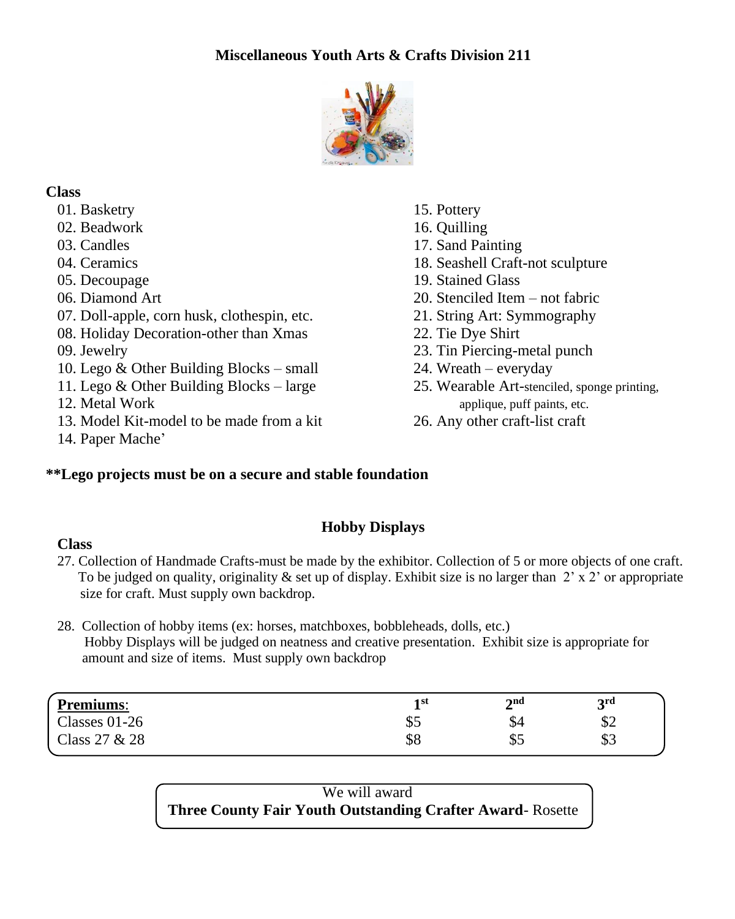# Miscellaneous Youth Arts & Crafts Division 211

**Class**

01. Basketry
02. Beadwork
03. Candles
04. Ceramics
05. Decoupage
06. Diamond Art
07. Doll-apple, corn husk, clothespin, etc.
08. Holiday Decoration-other than Xmas
09. Jewelry
10. Lego & Other Building Blocks – small
11. Lego & Other Building Blocks – large
12. Metal Work
13. Model Kit-model to be made from a kit
14. Paper Mache'
15. Pottery
16. Quilling
17. Sand Painting
18. Seashell Craft-not sculpture
19. Stained Glass
20. Stenciled Item – not fabric
21. String Art: Symmography
22. Tie Dye Shirt
23. Tin Piercing-metal punch
24. Wreath – everyday
25. Wearable Art-stenciled, sponge printing, applique, puff paints, etc.
26. Any other craft-list craft

**\*\*Lego projects must be on a secure and stable foundation**

## Hobby Displays

**Class**

27. Collection of Handmade Crafts-must be made by the exhibitor. Collection of 5 or more objects of one craft. To be judged on quality, originality & set up of display. Exhibit size is no larger than 2' x 2' or appropriate size for craft. Must supply own backdrop.

28. Collection of hobby items (ex: horses, matchboxes, bobbleheads, dolls, etc.) Hobby Displays will be judged on neatness and creative presentation. Exhibit size is appropriate for amount and size of items. Must supply own backdrop

| **Premiums**: | 1st | 2nd | 3rd |
|---|---|---|---|
| Classes 01-26 | $5 | $4 | $2 |
| Class 27 & 28 | $8 | $5 | $3 |

We will award
**Three County Fair Youth Outstanding Crafter Award**- Rosette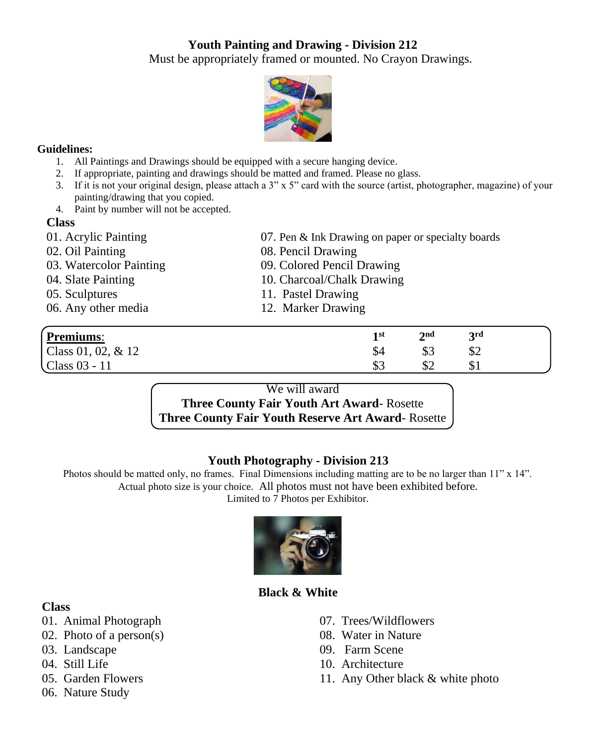## Youth Painting and Drawing - Division 212

Must be appropriately framed or mounted. No Crayon Drawings.

**Guidelines:**

1. All Paintings and Drawings should be equipped with a secure hanging device.
2. If appropriate, painting and drawings should be matted and framed. Please no glass.
3. If it is not your original design, please attach a 3" x 5" card with the source (artist, photographer, magazine) of your painting/drawing that you copied.
4. Paint by number will not be accepted.

**Class**

01. Acrylic Painting
02. Oil Painting
03. Watercolor Painting
04. Slate Painting
05. Sculptures
06. Any other media
07. Pen & Ink Drawing on paper or specialty boards
08. Pencil Drawing
09. Colored Pencil Drawing
10. Charcoal/Chalk Drawing
11. Pastel Drawing
12. Marker Drawing

| **Premiums**: | 1st | 2nd | 3rd |
|---|---|---|---|
| Class 01, 02, & 12 | $4 | $3 | $2 |
| Class 03 - 11 | $3 | $2 | $1 |

We will award
**Three County Fair Youth Art Award**- Rosette
**Three County Fair Youth Reserve Art Award**- Rosette

## Youth Photography - Division 213

Photos should be matted only, no frames. Final Dimensions including matting are to be no larger than 11" x 14". Actual photo size is your choice. All photos must not have been exhibited before. Limited to 7 Photos per Exhibitor.

### Black & White

**Class**

01. Animal Photograph
02. Photo of a person(s)
03. Landscape
04. Still Life
05. Garden Flowers
06. Nature Study
07. Trees/Wildflowers
08. Water in Nature
09. Farm Scene
10. Architecture
11. Any Other black & white photo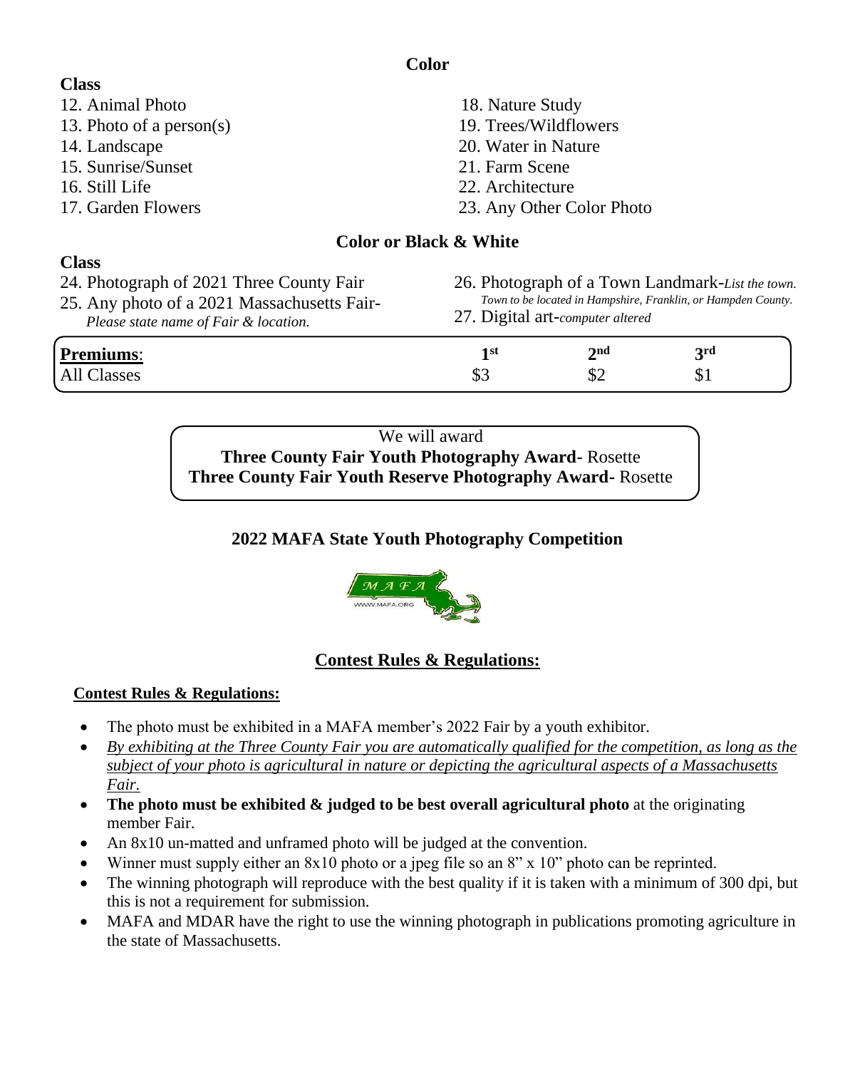## Color

**Class**

12. Animal Photo
13. Photo of a person(s)
14. Landscape
15. Sunrise/Sunset
16. Still Life
17. Garden Flowers
18. Nature Study
19. Trees/Wildflowers
20. Water in Nature
21. Farm Scene
22. Architecture
23. Any Other Color Photo

## Color or Black & White

**Class**

24. Photograph of 2021 Three County Fair
25. Any photo of a 2021 Massachusetts Fair- *Please state name of Fair & location.*
26. Photograph of a Town Landmark-*List the town. Town to be located in Hampshire, Franklin, or Hampden County.*
27. Digital art-*computer altered*

| **Premiums**: | 1st | 2nd | 3rd |
| --- | --- | --- | --- |
| All Classes | $3 | $2 | $1 |

We will award
**Three County Fair Youth Photography Award**- Rosette
**Three County Fair Youth Reserve Photography Award**- Rosette

## 2022 MAFA State Youth Photography Competition

MAFA
WWW.MAFA.ORG

## Contest Rules & Regulations:

**Contest Rules & Regulations:**

- The photo must be exhibited in a MAFA member's 2022 Fair by a youth exhibitor.
- *By exhibiting at the Three County Fair you are automatically qualified for the competition, as long as the subject of your photo is agricultural in nature or depicting the agricultural aspects of a Massachusetts Fair.*
- **The photo must be exhibited & judged to be best overall agricultural photo** at the originating member Fair.
- An 8x10 un-matted and unframed photo will be judged at the convention.
- Winner must supply either an 8x10 photo or a jpeg file so an 8" x 10" photo can be reprinted.
- The winning photograph will reproduce with the best quality if it is taken with a minimum of 300 dpi, but this is not a requirement for submission.
- MAFA and MDAR have the right to use the winning photograph in publications promoting agriculture in the state of Massachusetts.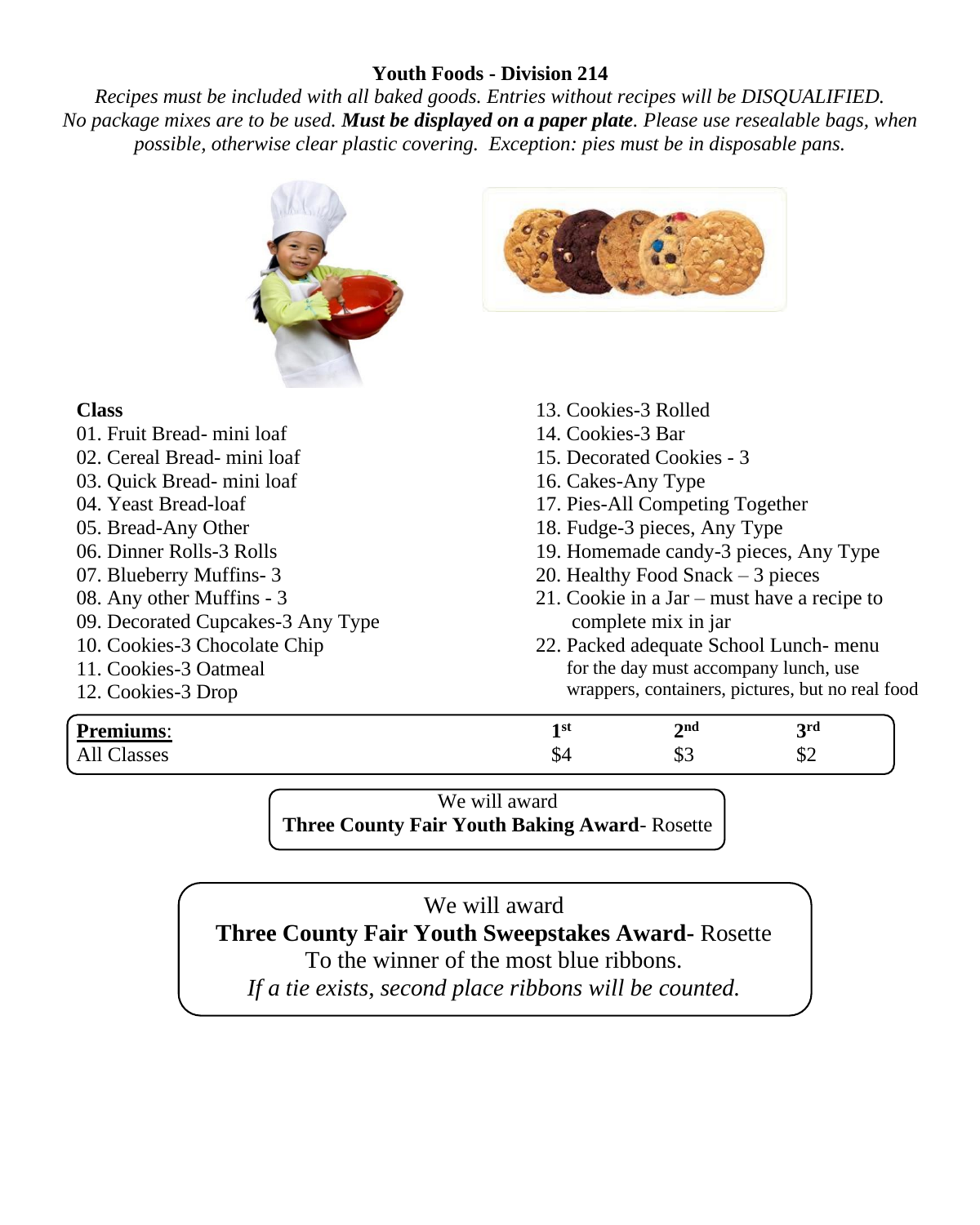## Youth Foods - Division 214

*Recipes must be included with all baked goods. Entries without recipes will be DISQUALIFIED. No package mixes are to be used.* ***Must be displayed on a paper plate****. Please use resealable bags, when possible, otherwise clear plastic covering. Exception: pies must be in disposable pans.*

**Class**

01. Fruit Bread- mini loaf
02. Cereal Bread- mini loaf
03. Quick Bread- mini loaf
04. Yeast Bread-loaf
05. Bread-Any Other
06. Dinner Rolls-3 Rolls
07. Blueberry Muffins- 3
08. Any other Muffins - 3
09. Decorated Cupcakes-3 Any Type
10. Cookies-3 Chocolate Chip
11. Cookies-3 Oatmeal
12. Cookies-3 Drop
13. Cookies-3 Rolled
14. Cookies-3 Bar
15. Decorated Cookies - 3
16. Cakes-Any Type
17. Pies-All Competing Together
18. Fudge-3 pieces, Any Type
19. Homemade candy-3 pieces, Any Type
20. Healthy Food Snack – 3 pieces
21. Cookie in a Jar – must have a recipe to complete mix in jar
22. Packed adequate School Lunch- menu for the day must accompany lunch, use wrappers, containers, pictures, but no real food

| **Premiums**: | 1st | 2nd | 3rd |
|---|---|---|---|
| All Classes | $4 | $3 | $2 |

We will award
**Three County Fair Youth Baking Award**- Rosette

We will award
**Three County Fair Youth Sweepstakes Award-** Rosette
To the winner of the most blue ribbons.
*If a tie exists, second place ribbons will be counted.*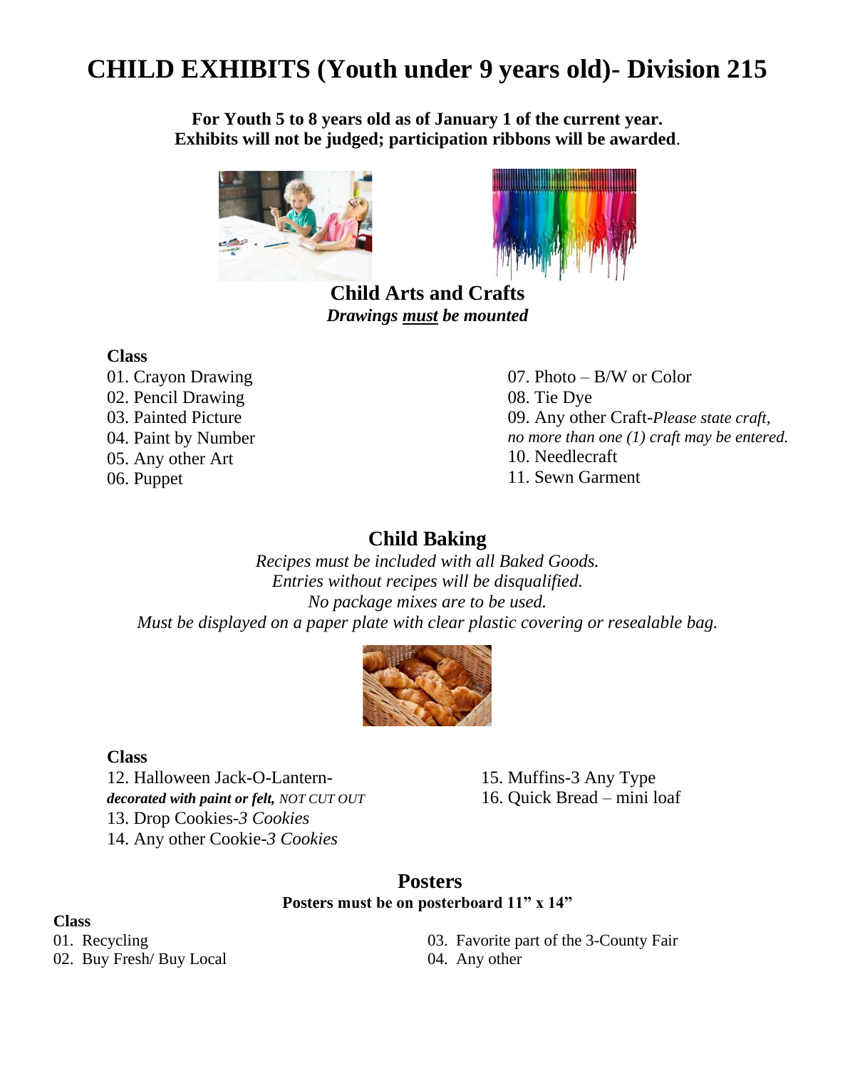# CHILD EXHIBITS (Youth under 9 years old)- Division 215

**For Youth 5 to 8 years old as of January 1 of the current year.**
**Exhibits will not be judged; participation ribbons will be awarded**.

## Child Arts and Crafts

***Drawings must be mounted***

**Class**

01. Crayon Drawing
02. Pencil Drawing
03. Painted Picture
04. Paint by Number
05. Any other Art
06. Puppet
07. Photo – B/W or Color
08. Tie Dye
09. Any other Craft-*Please state craft, no more than one (1) craft may be entered.*
10. Needlecraft
11. Sewn Garment

## Child Baking

*Recipes must be included with all Baked Goods.*
*Entries without recipes will be disqualified.*
*No package mixes are to be used.*
*Must be displayed on a paper plate with clear plastic covering or resealable bag.*

**Class**

12. Halloween Jack-O-Lantern- ***decorated with paint or felt,*** *NOT CUT OUT*
13. Drop Cookies-*3 Cookies*
14. Any other Cookie-*3 Cookies*
15. Muffins-3 Any Type
16. Quick Bread – mini loaf

## Posters

**Posters must be on posterboard 11" x 14"**

**Class**

01. Recycling
02. Buy Fresh/ Buy Local
03. Favorite part of the 3-County Fair
04. Any other